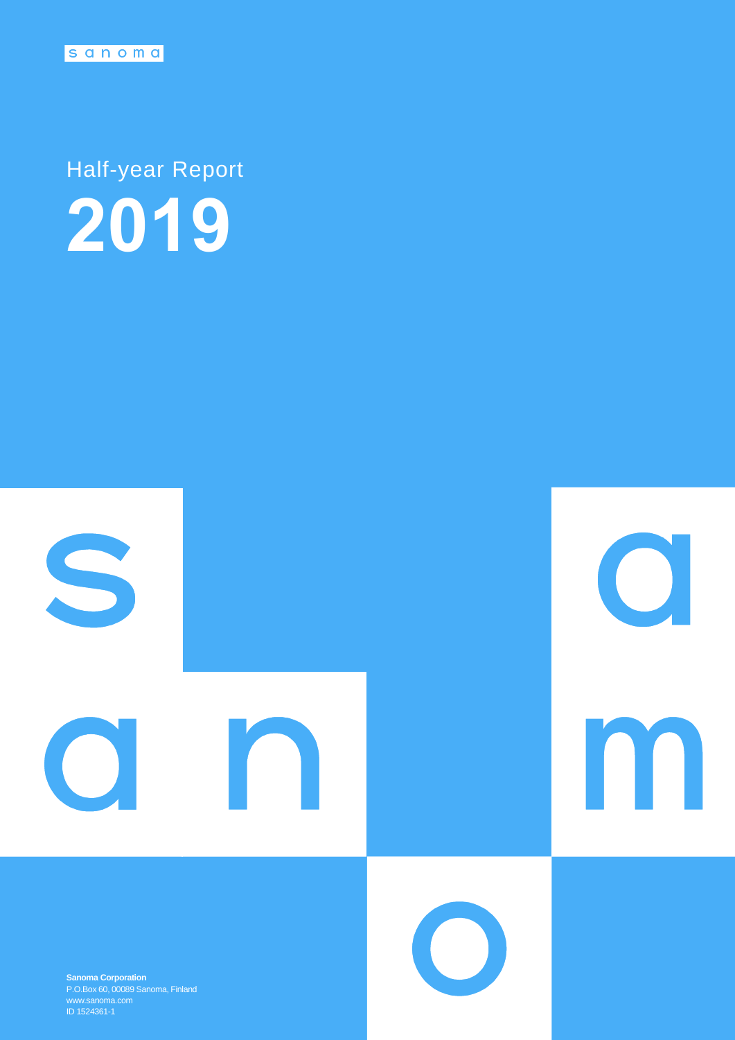sanoma

# Half-year Report 2019

**Sanoma Corporation**
P.O.Box 60, 00089 Sanoma, Finland
www.sanoma.com
ID 1524361-1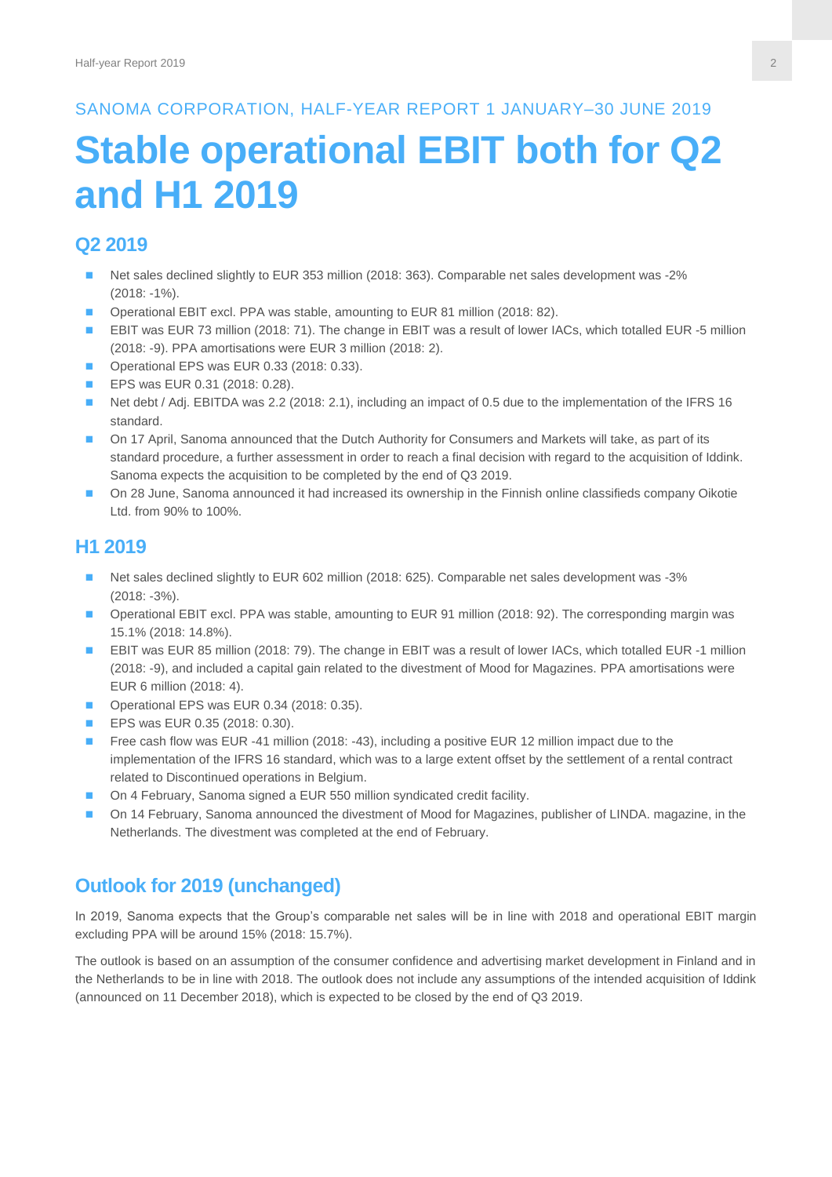SANOMA CORPORATION, HALF-YEAR REPORT 1 JANUARY–30 JUNE 2019

# Stable operational EBIT both for Q2 and H1 2019

## Q2 2019

- Net sales declined slightly to EUR 353 million (2018: 363). Comparable net sales development was -2% (2018: -1%).
- Operational EBIT excl. PPA was stable, amounting to EUR 81 million (2018: 82).
- EBIT was EUR 73 million (2018: 71). The change in EBIT was a result of lower IACs, which totalled EUR -5 million (2018: -9). PPA amortisations were EUR 3 million (2018: 2).
- Operational EPS was EUR 0.33 (2018: 0.33).
- EPS was EUR 0.31 (2018: 0.28).
- Net debt / Adj. EBITDA was 2.2 (2018: 2.1), including an impact of 0.5 due to the implementation of the IFRS 16 standard.
- On 17 April, Sanoma announced that the Dutch Authority for Consumers and Markets will take, as part of its standard procedure, a further assessment in order to reach a final decision with regard to the acquisition of Iddink. Sanoma expects the acquisition to be completed by the end of Q3 2019.
- On 28 June, Sanoma announced it had increased its ownership in the Finnish online classifieds company Oikotie Ltd. from 90% to 100%.

## H1 2019

- Net sales declined slightly to EUR 602 million (2018: 625). Comparable net sales development was -3% (2018: -3%).
- Operational EBIT excl. PPA was stable, amounting to EUR 91 million (2018: 92). The corresponding margin was 15.1% (2018: 14.8%).
- EBIT was EUR 85 million (2018: 79). The change in EBIT was a result of lower IACs, which totalled EUR -1 million (2018: -9), and included a capital gain related to the divestment of Mood for Magazines. PPA amortisations were EUR 6 million (2018: 4).
- Operational EPS was EUR 0.34 (2018: 0.35).
- EPS was EUR 0.35 (2018: 0.30).
- Free cash flow was EUR -41 million (2018: -43), including a positive EUR 12 million impact due to the implementation of the IFRS 16 standard, which was to a large extent offset by the settlement of a rental contract related to Discontinued operations in Belgium.
- On 4 February, Sanoma signed a EUR 550 million syndicated credit facility.
- On 14 February, Sanoma announced the divestment of Mood for Magazines, publisher of LINDA. magazine, in the Netherlands. The divestment was completed at the end of February.

## Outlook for 2019 (unchanged)

In 2019, Sanoma expects that the Group's comparable net sales will be in line with 2018 and operational EBIT margin excluding PPA will be around 15% (2018: 15.7%).

The outlook is based on an assumption of the consumer confidence and advertising market development in Finland and in the Netherlands to be in line with 2018. The outlook does not include any assumptions of the intended acquisition of Iddink (announced on 11 December 2018), which is expected to be closed by the end of Q3 2019.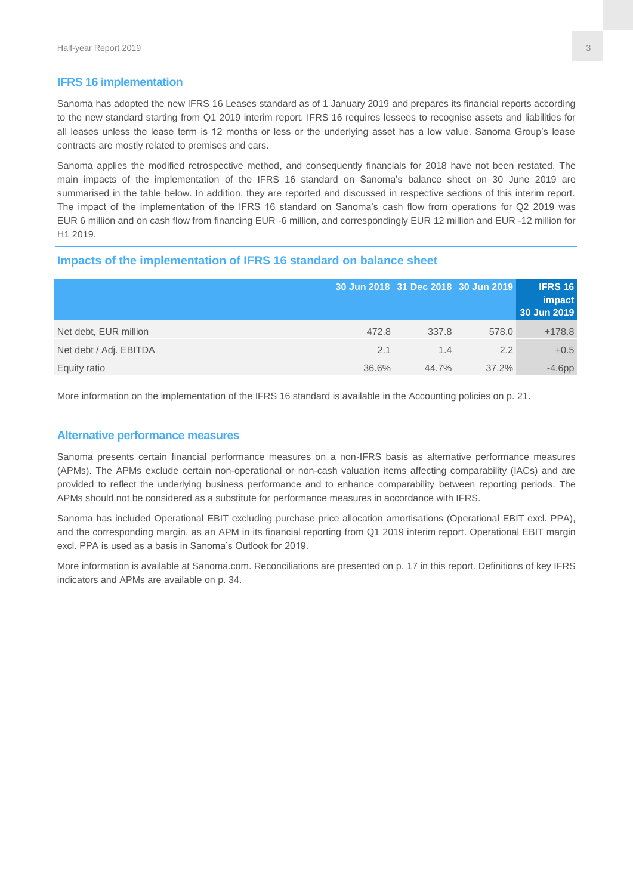## IFRS 16 implementation

Sanoma has adopted the new IFRS 16 Leases standard as of 1 January 2019 and prepares its financial reports according to the new standard starting from Q1 2019 interim report. IFRS 16 requires lessees to recognise assets and liabilities for all leases unless the lease term is 12 months or less or the underlying asset has a low value. Sanoma Group's lease contracts are mostly related to premises and cars.

Sanoma applies the modified retrospective method, and consequently financials for 2018 have not been restated. The main impacts of the implementation of the IFRS 16 standard on Sanoma's balance sheet on 30 June 2019 are summarised in the table below. In addition, they are reported and discussed in respective sections of this interim report. The impact of the implementation of the IFRS 16 standard on Sanoma's cash flow from operations for Q2 2019 was EUR 6 million and on cash flow from financing EUR -6 million, and correspondingly EUR 12 million and EUR -12 million for H1 2019.

## Impacts of the implementation of IFRS 16 standard on balance sheet

| | 30 Jun 2018 | 31 Dec 2018 | 30 Jun 2019 | IFRS 16 impact 30 Jun 2019 |
|---|---|---|---|---|
| Net debt, EUR million | 472.8 | 337.8 | 578.0 | +178.8 |
| Net debt / Adj. EBITDA | 2.1 | 1.4 | 2.2 | +0.5 |
| Equity ratio | 36.6% | 44.7% | 37.2% | -4.6pp |

More information on the implementation of the IFRS 16 standard is available in the Accounting policies on p. 21.

## Alternative performance measures

Sanoma presents certain financial performance measures on a non-IFRS basis as alternative performance measures (APMs). The APMs exclude certain non-operational or non-cash valuation items affecting comparability (IACs) and are provided to reflect the underlying business performance and to enhance comparability between reporting periods. The APMs should not be considered as a substitute for performance measures in accordance with IFRS.

Sanoma has included Operational EBIT excluding purchase price allocation amortisations (Operational EBIT excl. PPA), and the corresponding margin, as an APM in its financial reporting from Q1 2019 interim report. Operational EBIT margin excl. PPA is used as a basis in Sanoma's Outlook for 2019.

More information is available at Sanoma.com. Reconciliations are presented on p. 17 in this report. Definitions of key IFRS indicators and APMs are available on p. 34.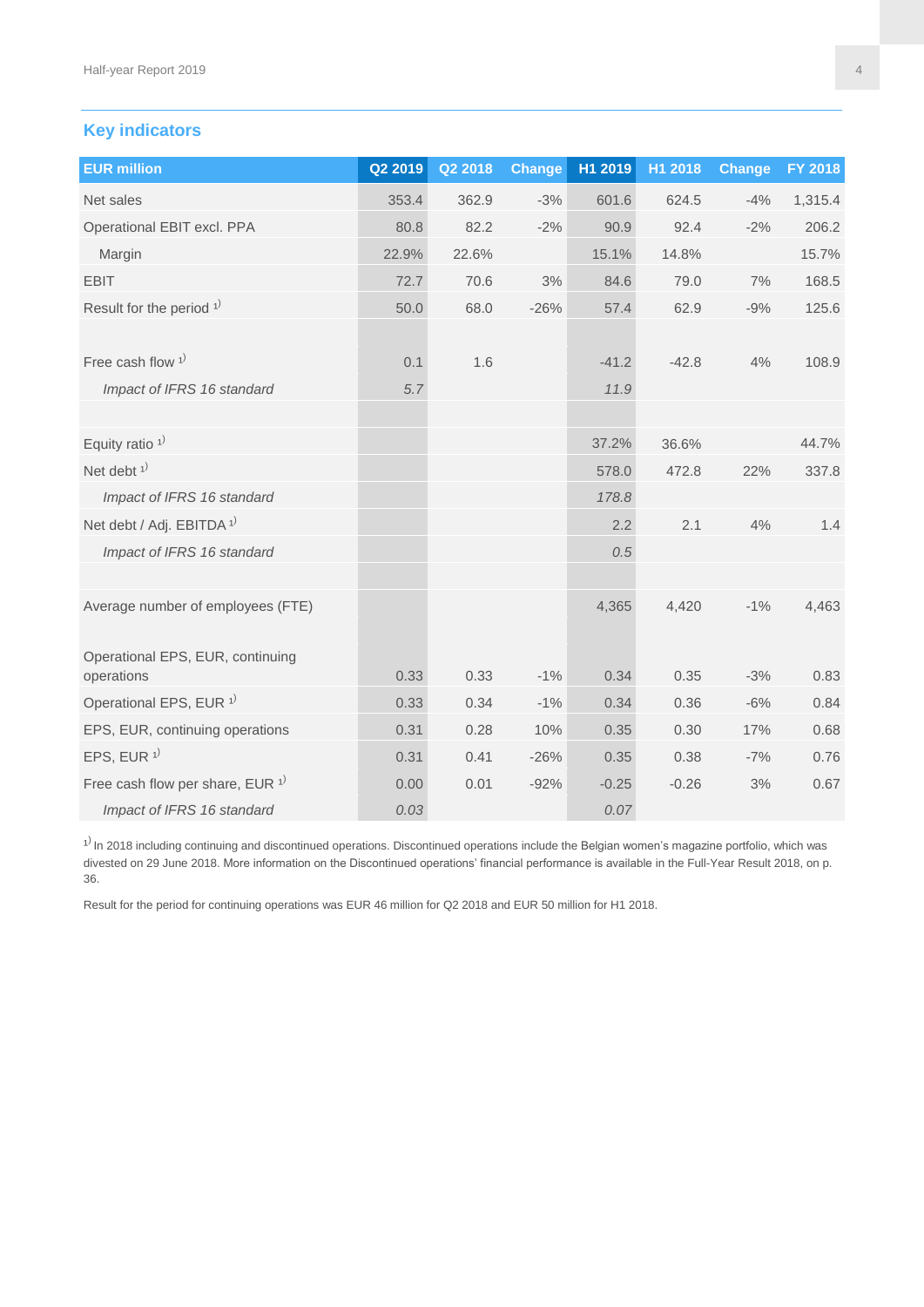## Key indicators

| EUR million | Q2 2019 | Q2 2018 | Change | H1 2019 | H1 2018 | Change | FY 2018 |
|---|---|---|---|---|---|---|---|
| Net sales | 353.4 | 362.9 | -3% | 601.6 | 624.5 | -4% | 1,315.4 |
| Operational EBIT excl. PPA | 80.8 | 82.2 | -2% | 90.9 | 92.4 | -2% | 206.2 |
| Margin | 22.9% | 22.6% | | 15.1% | 14.8% | | 15.7% |
| EBIT | 72.7 | 70.6 | 3% | 84.6 | 79.0 | 7% | 168.5 |
| Result for the period [1] | 50.0 | 68.0 | -26% | 57.4 | 62.9 | -9% | 125.6 |
| | | | | | | | |
| Free cash flow [1] | 0.1 | 1.6 | | -41.2 | -42.8 | 4% | 108.9 |
| *Impact of IFRS 16 standard* | *5.7* | | | *11.9* | | | |
| | | | | | | | |
| Equity ratio [1] | | | | 37.2% | 36.6% | | 44.7% |
| Net debt [1] | | | | 578.0 | 472.8 | 22% | 337.8 |
| *Impact of IFRS 16 standard* | | | | *178.8* | | | |
| Net debt / Adj. EBITDA [1] | | | | 2.2 | 2.1 | 4% | 1.4 |
| *Impact of IFRS 16 standard* | | | | *0.5* | | | |
| | | | | | | | |
| Average number of employees (FTE) | | | | 4,365 | 4,420 | -1% | 4,463 |
| | | | | | | | |
| Operational EPS, EUR, continuing operations | 0.33 | 0.33 | -1% | 0.34 | 0.35 | -3% | 0.83 |
| Operational EPS, EUR [1] | 0.33 | 0.34 | -1% | 0.34 | 0.36 | -6% | 0.84 |
| EPS, EUR, continuing operations | 0.31 | 0.28 | 10% | 0.35 | 0.30 | 17% | 0.68 |
| EPS, EUR [1] | 0.31 | 0.41 | -26% | 0.35 | 0.38 | -7% | 0.76 |
| Free cash flow per share, EUR [1] | 0.00 | 0.01 | -92% | -0.25 | -0.26 | 3% | 0.67 |
| *Impact of IFRS 16 standard* | *0.03* | | | *0.07* | | | |

[1] In 2018 including continuing and discontinued operations. Discontinued operations include the Belgian women's magazine portfolio, which was divested on 29 June 2018. More information on the Discontinued operations' financial performance is available in the Full-Year Result 2018, on p. 36.

Result for the period for continuing operations was EUR 46 million for Q2 2018 and EUR 50 million for H1 2018.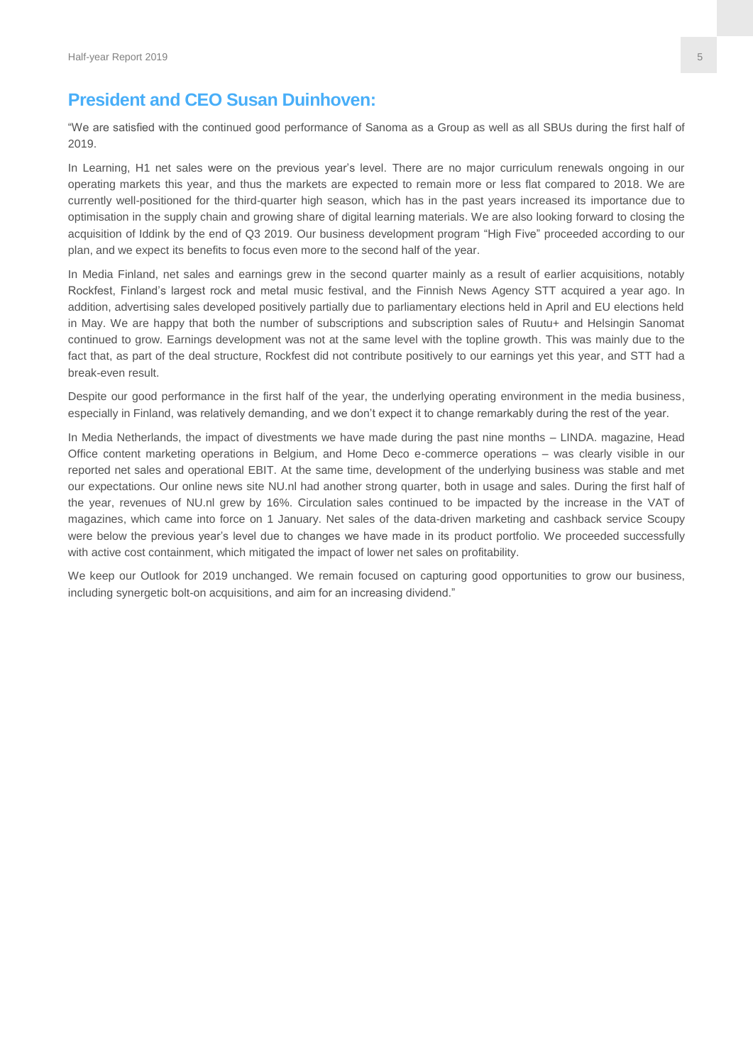## President and CEO Susan Duinhoven:

"We are satisfied with the continued good performance of Sanoma as a Group as well as all SBUs during the first half of 2019.

In Learning, H1 net sales were on the previous year's level. There are no major curriculum renewals ongoing in our operating markets this year, and thus the markets are expected to remain more or less flat compared to 2018. We are currently well-positioned for the third-quarter high season, which has in the past years increased its importance due to optimisation in the supply chain and growing share of digital learning materials. We are also looking forward to closing the acquisition of Iddink by the end of Q3 2019. Our business development program "High Five" proceeded according to our plan, and we expect its benefits to focus even more to the second half of the year.

In Media Finland, net sales and earnings grew in the second quarter mainly as a result of earlier acquisitions, notably Rockfest, Finland's largest rock and metal music festival, and the Finnish News Agency STT acquired a year ago. In addition, advertising sales developed positively partially due to parliamentary elections held in April and EU elections held in May. We are happy that both the number of subscriptions and subscription sales of Ruutu+ and Helsingin Sanomat continued to grow. Earnings development was not at the same level with the topline growth. This was mainly due to the fact that, as part of the deal structure, Rockfest did not contribute positively to our earnings yet this year, and STT had a break-even result.

Despite our good performance in the first half of the year, the underlying operating environment in the media business, especially in Finland, was relatively demanding, and we don't expect it to change remarkably during the rest of the year.

In Media Netherlands, the impact of divestments we have made during the past nine months – LINDA. magazine, Head Office content marketing operations in Belgium, and Home Deco e-commerce operations – was clearly visible in our reported net sales and operational EBIT. At the same time, development of the underlying business was stable and met our expectations. Our online news site NU.nl had another strong quarter, both in usage and sales. During the first half of the year, revenues of NU.nl grew by 16%. Circulation sales continued to be impacted by the increase in the VAT of magazines, which came into force on 1 January. Net sales of the data-driven marketing and cashback service Scoupy were below the previous year's level due to changes we have made in its product portfolio. We proceeded successfully with active cost containment, which mitigated the impact of lower net sales on profitability.

We keep our Outlook for 2019 unchanged. We remain focused on capturing good opportunities to grow our business, including synergetic bolt-on acquisitions, and aim for an increasing dividend."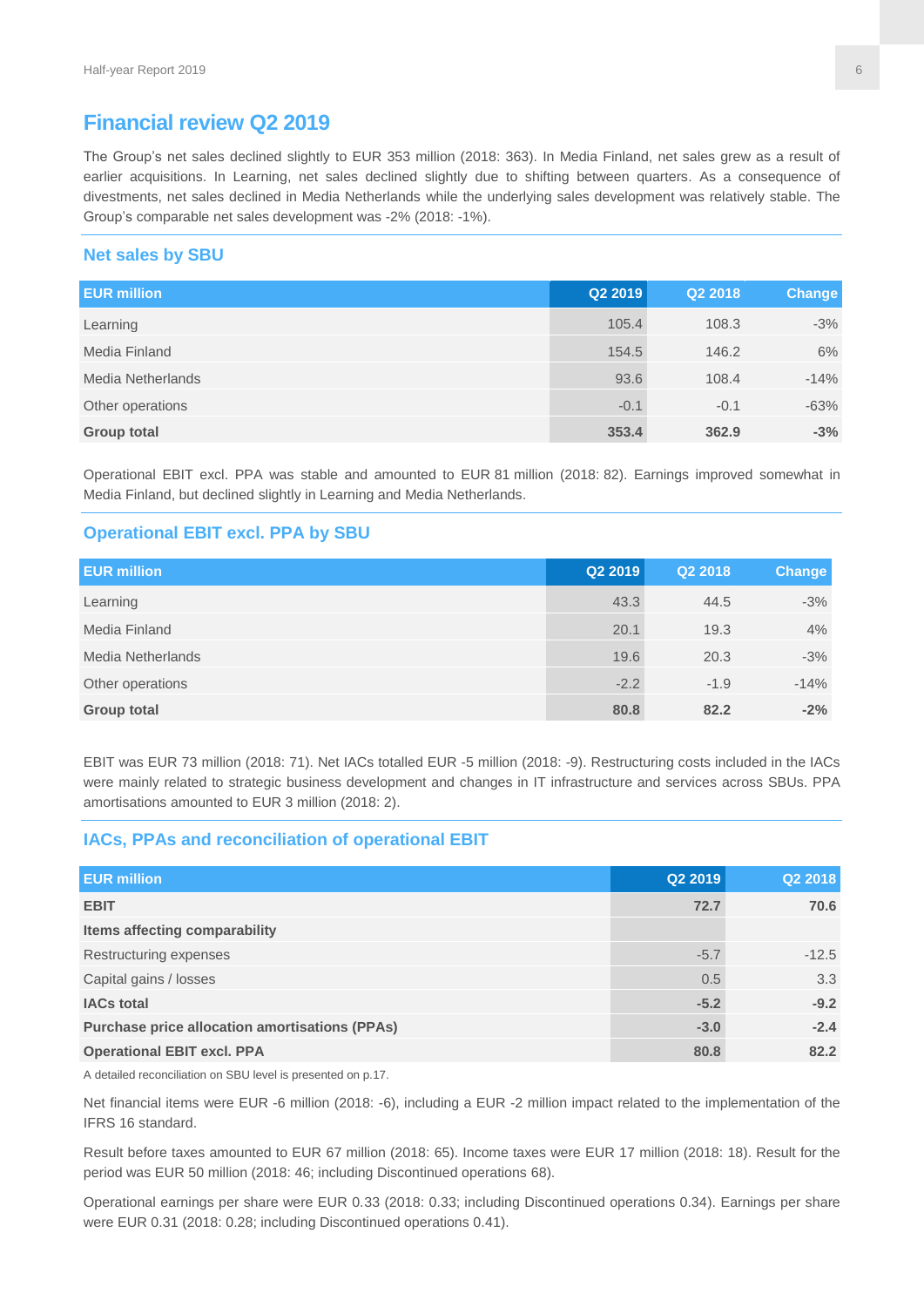# Financial review Q2 2019

The Group's net sales declined slightly to EUR 353 million (2018: 363). In Media Finland, net sales grew as a result of earlier acquisitions. In Learning, net sales declined slightly due to shifting between quarters. As a consequence of divestments, net sales declined in Media Netherlands while the underlying sales development was relatively stable. The Group's comparable net sales development was -2% (2018: -1%).

## Net sales by SBU

| EUR million | Q2 2019 | Q2 2018 | Change |
|---|---|---|---|
| Learning | 105.4 | 108.3 | -3% |
| Media Finland | 154.5 | 146.2 | 6% |
| Media Netherlands | 93.6 | 108.4 | -14% |
| Other operations | -0.1 | -0.1 | -63% |
| **Group total** | **353.4** | **362.9** | **-3%** |

Operational EBIT excl. PPA was stable and amounted to EUR 81 million (2018: 82). Earnings improved somewhat in Media Finland, but declined slightly in Learning and Media Netherlands.

## Operational EBIT excl. PPA by SBU

| EUR million | Q2 2019 | Q2 2018 | Change |
|---|---|---|---|
| Learning | 43.3 | 44.5 | -3% |
| Media Finland | 20.1 | 19.3 | 4% |
| Media Netherlands | 19.6 | 20.3 | -3% |
| Other operations | -2.2 | -1.9 | -14% |
| **Group total** | **80.8** | **82.2** | **-2%** |

EBIT was EUR 73 million (2018: 71). Net IACs totalled EUR -5 million (2018: -9). Restructuring costs included in the IACs were mainly related to strategic business development and changes in IT infrastructure and services across SBUs. PPA amortisations amounted to EUR 3 million (2018: 2).

## IACs, PPAs and reconciliation of operational EBIT

| EUR million | Q2 2019 | Q2 2018 |
|---|---|---|
| **EBIT** | **72.7** | **70.6** |
| **Items affecting comparability** | | |
| Restructuring expenses | -5.7 | -12.5 |
| Capital gains / losses | 0.5 | 3.3 |
| **IACs total** | **-5.2** | **-9.2** |
| **Purchase price allocation amortisations (PPAs)** | **-3.0** | **-2.4** |
| **Operational EBIT excl. PPA** | **80.8** | **82.2** |

A detailed reconciliation on SBU level is presented on p.17.

Net financial items were EUR -6 million (2018: -6), including a EUR -2 million impact related to the implementation of the IFRS 16 standard.

Result before taxes amounted to EUR 67 million (2018: 65). Income taxes were EUR 17 million (2018: 18). Result for the period was EUR 50 million (2018: 46; including Discontinued operations 68).

Operational earnings per share were EUR 0.33 (2018: 0.33; including Discontinued operations 0.34). Earnings per share were EUR 0.31 (2018: 0.28; including Discontinued operations 0.41).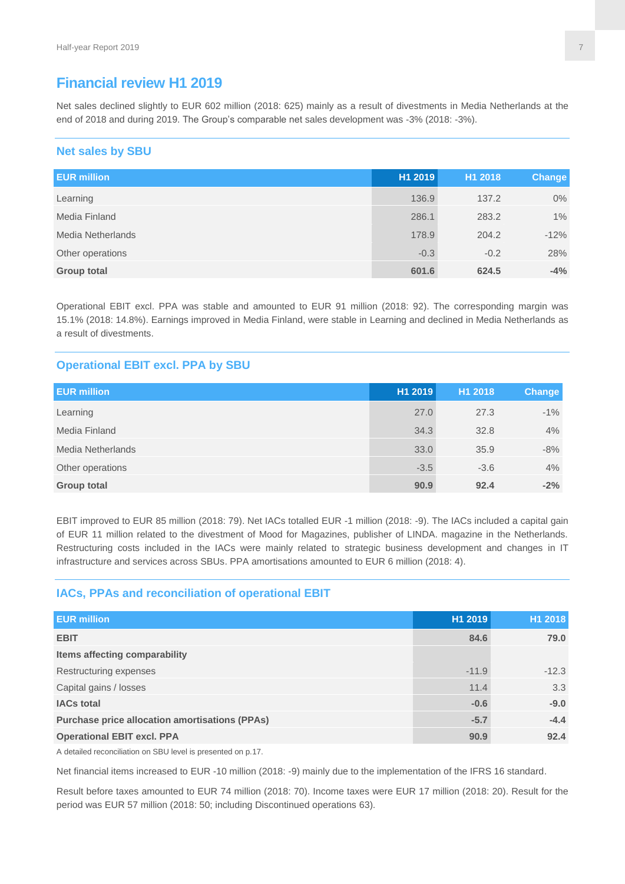# Financial review H1 2019

Net sales declined slightly to EUR 602 million (2018: 625) mainly as a result of divestments in Media Netherlands at the end of 2018 and during 2019. The Group's comparable net sales development was -3% (2018: -3%).

## Net sales by SBU

| EUR million | H1 2019 | H1 2018 | Change |
|---|---|---|---|
| Learning | 136.9 | 137.2 | 0% |
| Media Finland | 286.1 | 283.2 | 1% |
| Media Netherlands | 178.9 | 204.2 | -12% |
| Other operations | -0.3 | -0.2 | 28% |
| **Group total** | **601.6** | **624.5** | **-4%** |

Operational EBIT excl. PPA was stable and amounted to EUR 91 million (2018: 92). The corresponding margin was 15.1% (2018: 14.8%). Earnings improved in Media Finland, were stable in Learning and declined in Media Netherlands as a result of divestments.

## Operational EBIT excl. PPA by SBU

| EUR million | H1 2019 | H1 2018 | Change |
|---|---|---|---|
| Learning | 27.0 | 27.3 | -1% |
| Media Finland | 34.3 | 32.8 | 4% |
| Media Netherlands | 33.0 | 35.9 | -8% |
| Other operations | -3.5 | -3.6 | 4% |
| **Group total** | **90.9** | **92.4** | **-2%** |

EBIT improved to EUR 85 million (2018: 79). Net IACs totalled EUR -1 million (2018: -9). The IACs included a capital gain of EUR 11 million related to the divestment of Mood for Magazines, publisher of LINDA. magazine in the Netherlands. Restructuring costs included in the IACs were mainly related to strategic business development and changes in IT infrastructure and services across SBUs. PPA amortisations amounted to EUR 6 million (2018: 4).

## IACs, PPAs and reconciliation of operational EBIT

| EUR million | H1 2019 | H1 2018 |
|---|---|---|
| **EBIT** | **84.6** | **79.0** |
| **Items affecting comparability** | | |
| Restructuring expenses | -11.9 | -12.3 |
| Capital gains / losses | 11.4 | 3.3 |
| **IACs total** | **-0.6** | **-9.0** |
| **Purchase price allocation amortisations (PPAs)** | **-5.7** | **-4.4** |
| **Operational EBIT excl. PPA** | **90.9** | **92.4** |

A detailed reconciliation on SBU level is presented on p.17.

Net financial items increased to EUR -10 million (2018: -9) mainly due to the implementation of the IFRS 16 standard.

Result before taxes amounted to EUR 74 million (2018: 70). Income taxes were EUR 17 million (2018: 20). Result for the period was EUR 57 million (2018: 50; including Discontinued operations 63).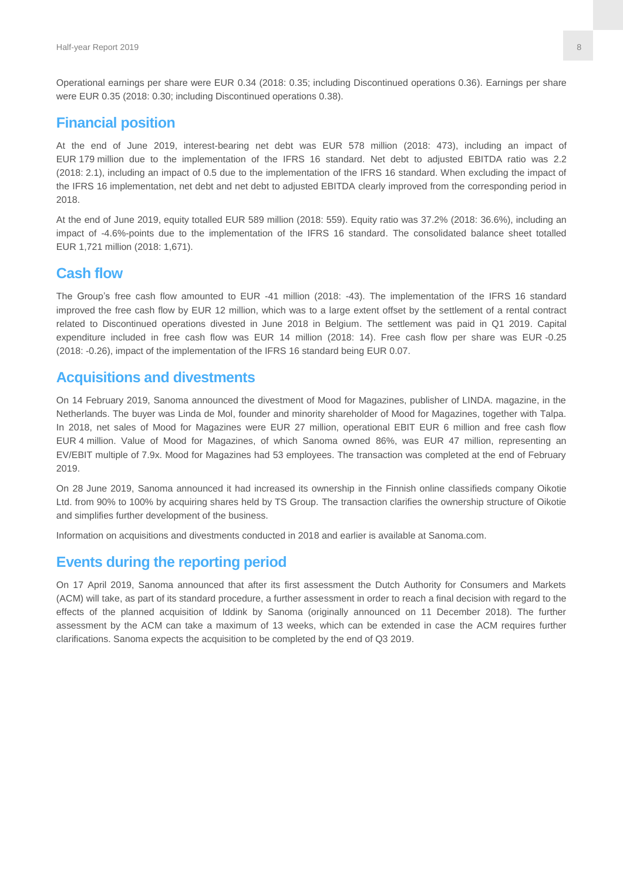Operational earnings per share were EUR 0.34 (2018: 0.35; including Discontinued operations 0.36). Earnings per share were EUR 0.35 (2018: 0.30; including Discontinued operations 0.38).

## Financial position

At the end of June 2019, interest-bearing net debt was EUR 578 million (2018: 473), including an impact of EUR 179 million due to the implementation of the IFRS 16 standard. Net debt to adjusted EBITDA ratio was 2.2 (2018: 2.1), including an impact of 0.5 due to the implementation of the IFRS 16 standard. When excluding the impact of the IFRS 16 implementation, net debt and net debt to adjusted EBITDA clearly improved from the corresponding period in 2018.

At the end of June 2019, equity totalled EUR 589 million (2018: 559). Equity ratio was 37.2% (2018: 36.6%), including an impact of -4.6%-points due to the implementation of the IFRS 16 standard. The consolidated balance sheet totalled EUR 1,721 million (2018: 1,671).

## Cash flow

The Group's free cash flow amounted to EUR -41 million (2018: -43). The implementation of the IFRS 16 standard improved the free cash flow by EUR 12 million, which was to a large extent offset by the settlement of a rental contract related to Discontinued operations divested in June 2018 in Belgium. The settlement was paid in Q1 2019. Capital expenditure included in free cash flow was EUR 14 million (2018: 14). Free cash flow per share was EUR -0.25 (2018: -0.26), impact of the implementation of the IFRS 16 standard being EUR 0.07.

## Acquisitions and divestments

On 14 February 2019, Sanoma announced the divestment of Mood for Magazines, publisher of LINDA. magazine, in the Netherlands. The buyer was Linda de Mol, founder and minority shareholder of Mood for Magazines, together with Talpa. In 2018, net sales of Mood for Magazines were EUR 27 million, operational EBIT EUR 6 million and free cash flow EUR 4 million. Value of Mood for Magazines, of which Sanoma owned 86%, was EUR 47 million, representing an EV/EBIT multiple of 7.9x. Mood for Magazines had 53 employees. The transaction was completed at the end of February 2019.

On 28 June 2019, Sanoma announced it had increased its ownership in the Finnish online classifieds company Oikotie Ltd. from 90% to 100% by acquiring shares held by TS Group. The transaction clarifies the ownership structure of Oikotie and simplifies further development of the business.

Information on acquisitions and divestments conducted in 2018 and earlier is available at Sanoma.com.

## Events during the reporting period

On 17 April 2019, Sanoma announced that after its first assessment the Dutch Authority for Consumers and Markets (ACM) will take, as part of its standard procedure, a further assessment in order to reach a final decision with regard to the effects of the planned acquisition of Iddink by Sanoma (originally announced on 11 December 2018). The further assessment by the ACM can take a maximum of 13 weeks, which can be extended in case the ACM requires further clarifications. Sanoma expects the acquisition to be completed by the end of Q3 2019.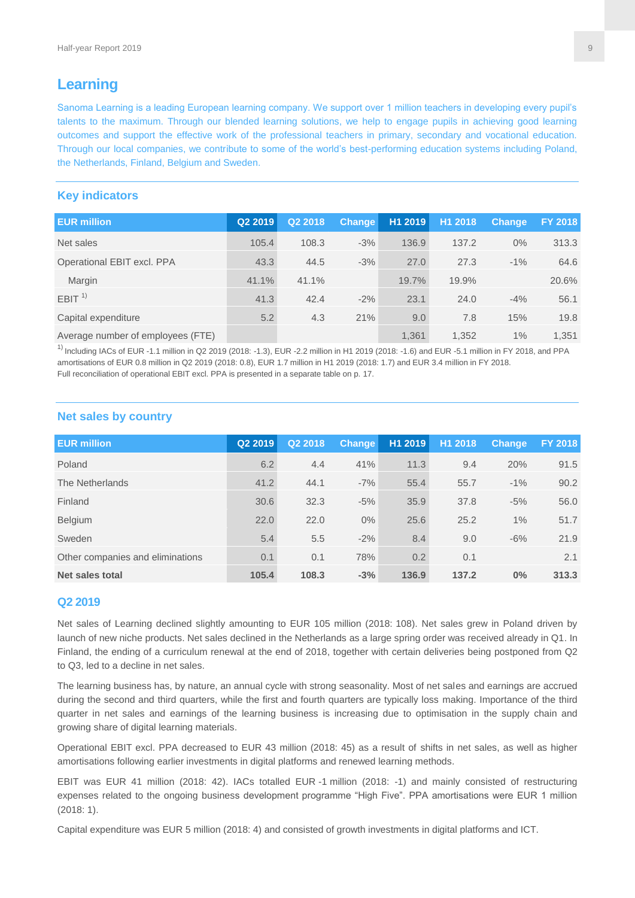## Learning

Sanoma Learning is a leading European learning company. We support over 1 million teachers in developing every pupil's talents to the maximum. Through our blended learning solutions, we help to engage pupils in achieving good learning outcomes and support the effective work of the professional teachers in primary, secondary and vocational education. Through our local companies, we contribute to some of the world's best-performing education systems including Poland, the Netherlands, Finland, Belgium and Sweden.

### Key indicators

| EUR million | Q2 2019 | Q2 2018 | Change | H1 2019 | H1 2018 | Change | FY 2018 |
|---|---|---|---|---|---|---|---|
| Net sales | 105.4 | 108.3 | -3% | 136.9 | 137.2 | 0% | 313.3 |
| Operational EBIT excl. PPA | 43.3 | 44.5 | -3% | 27.0 | 27.3 | -1% | 64.6 |
| Margin | 41.1% | 41.1% | | 19.7% | 19.9% | | 20.6% |
| EBIT [1] | 41.3 | 42.4 | -2% | 23.1 | 24.0 | -4% | 56.1 |
| Capital expenditure | 5.2 | 4.3 | 21% | 9.0 | 7.8 | 15% | 19.8 |
| Average number of employees (FTE) | | | | 1,361 | 1,352 | 1% | 1,351 |

[1] Including IACs of EUR -1.1 million in Q2 2019 (2018: -1.3), EUR -2.2 million in H1 2019 (2018: -1.6) and EUR -5.1 million in FY 2018, and PPA amortisations of EUR 0.8 million in Q2 2019 (2018: 0.8), EUR 1.7 million in H1 2019 (2018: 1.7) and EUR 3.4 million in FY 2018.
Full reconciliation of operational EBIT excl. PPA is presented in a separate table on p. 17.

### Net sales by country

| EUR million | Q2 2019 | Q2 2018 | Change | H1 2019 | H1 2018 | Change | FY 2018 |
|---|---|---|---|---|---|---|---|
| Poland | 6.2 | 4.4 | 41% | 11.3 | 9.4 | 20% | 91.5 |
| The Netherlands | 41.2 | 44.1 | -7% | 55.4 | 55.7 | -1% | 90.2 |
| Finland | 30.6 | 32.3 | -5% | 35.9 | 37.8 | -5% | 56.0 |
| Belgium | 22.0 | 22.0 | 0% | 25.6 | 25.2 | 1% | 51.7 |
| Sweden | 5.4 | 5.5 | -2% | 8.4 | 9.0 | -6% | 21.9 |
| Other companies and eliminations | 0.1 | 0.1 | 78% | 0.2 | 0.1 | | 2.1 |
| **Net sales total** | **105.4** | **108.3** | **-3%** | **136.9** | **137.2** | **0%** | **313.3** |

### Q2 2019

Net sales of Learning declined slightly amounting to EUR 105 million (2018: 108). Net sales grew in Poland driven by launch of new niche products. Net sales declined in the Netherlands as a large spring order was received already in Q1. In Finland, the ending of a curriculum renewal at the end of 2018, together with certain deliveries being postponed from Q2 to Q3, led to a decline in net sales.

The learning business has, by nature, an annual cycle with strong seasonality. Most of net sales and earnings are accrued during the second and third quarters, while the first and fourth quarters are typically loss making. Importance of the third quarter in net sales and earnings of the learning business is increasing due to optimisation in the supply chain and growing share of digital learning materials.

Operational EBIT excl. PPA decreased to EUR 43 million (2018: 45) as a result of shifts in net sales, as well as higher amortisations following earlier investments in digital platforms and renewed learning methods.

EBIT was EUR 41 million (2018: 42). IACs totalled EUR -1 million (2018: -1) and mainly consisted of restructuring expenses related to the ongoing business development programme "High Five". PPA amortisations were EUR 1 million (2018: 1).

Capital expenditure was EUR 5 million (2018: 4) and consisted of growth investments in digital platforms and ICT.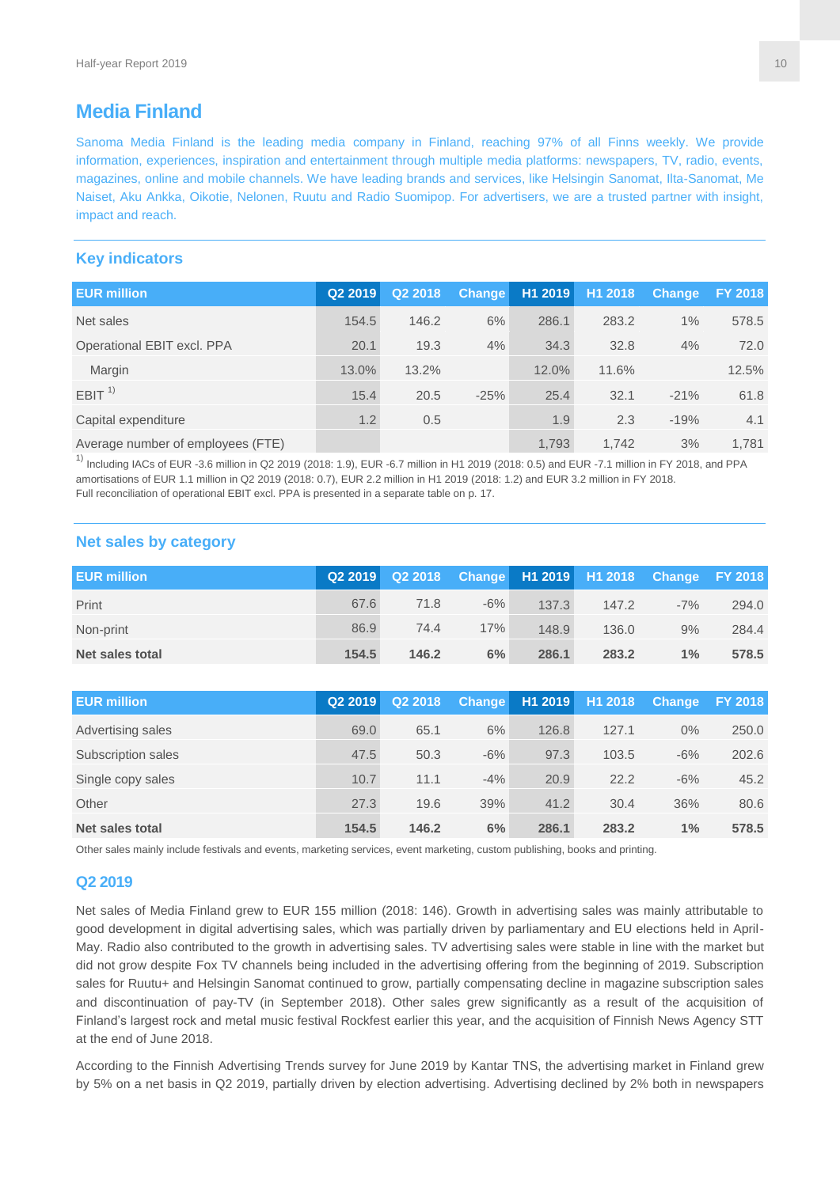## Media Finland

Sanoma Media Finland is the leading media company in Finland, reaching 97% of all Finns weekly. We provide information, experiences, inspiration and entertainment through multiple media platforms: newspapers, TV, radio, events, magazines, online and mobile channels. We have leading brands and services, like Helsingin Sanomat, Ilta-Sanomat, Me Naiset, Aku Ankka, Oikotie, Nelonen, Ruutu and Radio Suomipop. For advertisers, we are a trusted partner with insight, impact and reach.

### Key indicators

| EUR million | Q2 2019 | Q2 2018 | Change | H1 2019 | H1 2018 | Change | FY 2018 |
|---|---|---|---|---|---|---|---|
| Net sales | 154.5 | 146.2 | 6% | 286.1 | 283.2 | 1% | 578.5 |
| Operational EBIT excl. PPA | 20.1 | 19.3 | 4% | 34.3 | 32.8 | 4% | 72.0 |
| Margin | 13.0% | 13.2% | | 12.0% | 11.6% | | 12.5% |
| EBIT [1] | 15.4 | 20.5 | -25% | 25.4 | 32.1 | -21% | 61.8 |
| Capital expenditure | 1.2 | 0.5 | | 1.9 | 2.3 | -19% | 4.1 |
| Average number of employees (FTE) | | | | 1,793 | 1,742 | 3% | 1,781 |

[1] Including IACs of EUR -3.6 million in Q2 2019 (2018: 1.9), EUR -6.7 million in H1 2019 (2018: 0.5) and EUR -7.1 million in FY 2018, and PPA amortisations of EUR 1.1 million in Q2 2019 (2018: 0.7), EUR 2.2 million in H1 2019 (2018: 1.2) and EUR 3.2 million in FY 2018.
Full reconciliation of operational EBIT excl. PPA is presented in a separate table on p. 17.

### Net sales by category

| EUR million | Q2 2019 | Q2 2018 | Change | H1 2019 | H1 2018 | Change | FY 2018 |
|---|---|---|---|---|---|---|---|
| Print | 67.6 | 71.8 | -6% | 137.3 | 147.2 | -7% | 294.0 |
| Non-print | 86.9 | 74.4 | 17% | 148.9 | 136.0 | 9% | 284.4 |
| **Net sales total** | **154.5** | **146.2** | **6%** | **286.1** | **283.2** | **1%** | **578.5** |

| EUR million | Q2 2019 | Q2 2018 | Change | H1 2019 | H1 2018 | Change | FY 2018 |
|---|---|---|---|---|---|---|---|
| Advertising sales | 69.0 | 65.1 | 6% | 126.8 | 127.1 | 0% | 250.0 |
| Subscription sales | 47.5 | 50.3 | -6% | 97.3 | 103.5 | -6% | 202.6 |
| Single copy sales | 10.7 | 11.1 | -4% | 20.9 | 22.2 | -6% | 45.2 |
| Other | 27.3 | 19.6 | 39% | 41.2 | 30.4 | 36% | 80.6 |
| **Net sales total** | **154.5** | **146.2** | **6%** | **286.1** | **283.2** | **1%** | **578.5** |

Other sales mainly include festivals and events, marketing services, event marketing, custom publishing, books and printing.

### Q2 2019

Net sales of Media Finland grew to EUR 155 million (2018: 146). Growth in advertising sales was mainly attributable to good development in digital advertising sales, which was partially driven by parliamentary and EU elections held in April-May. Radio also contributed to the growth in advertising sales. TV advertising sales were stable in line with the market but did not grow despite Fox TV channels being included in the advertising offering from the beginning of 2019. Subscription sales for Ruutu+ and Helsingin Sanomat continued to grow, partially compensating decline in magazine subscription sales and discontinuation of pay-TV (in September 2018). Other sales grew significantly as a result of the acquisition of Finland's largest rock and metal music festival Rockfest earlier this year, and the acquisition of Finnish News Agency STT at the end of June 2018.

According to the Finnish Advertising Trends survey for June 2019 by Kantar TNS, the advertising market in Finland grew by 5% on a net basis in Q2 2019, partially driven by election advertising. Advertising declined by 2% both in newspapers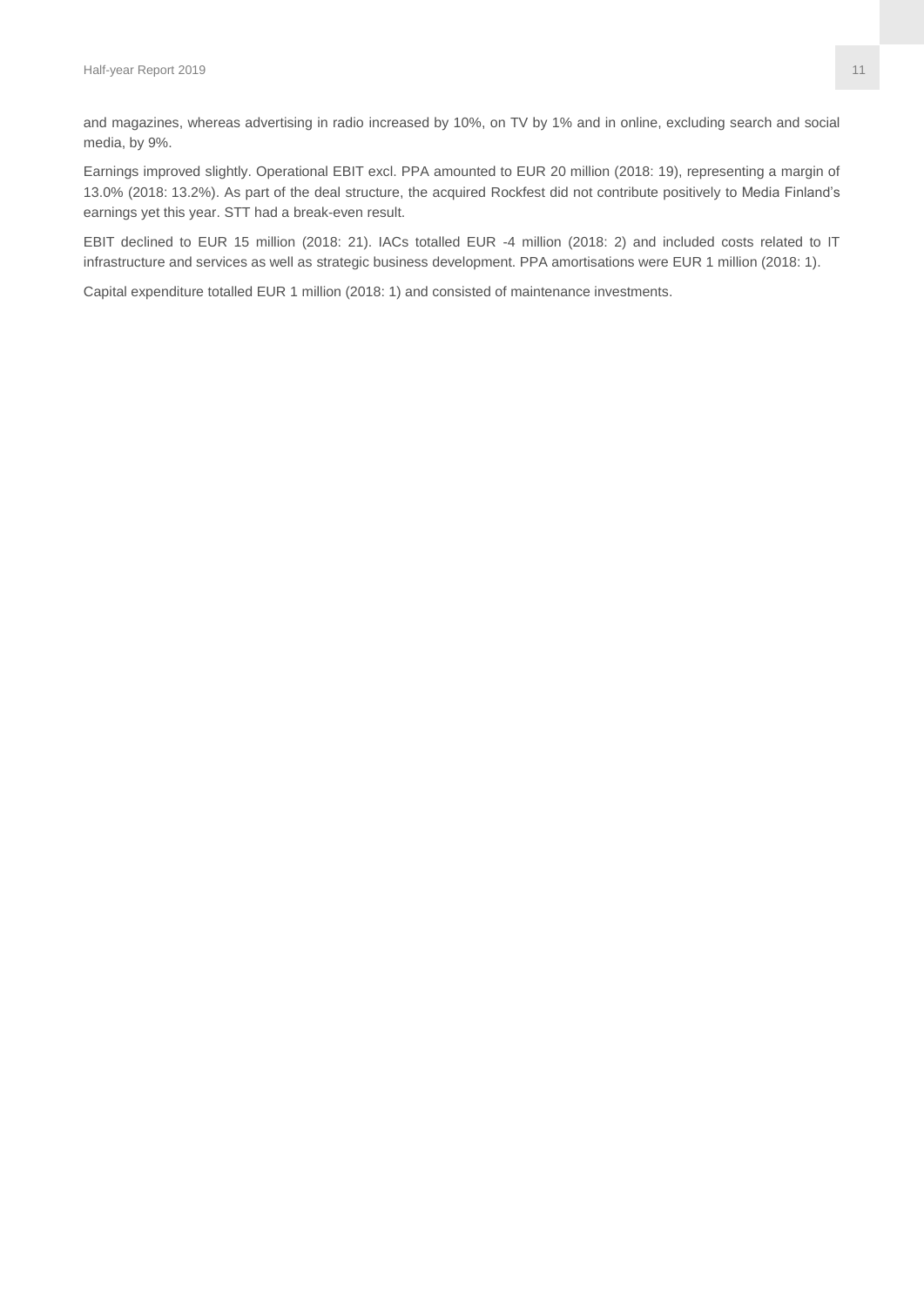and magazines, whereas advertising in radio increased by 10%, on TV by 1% and in online, excluding search and social media, by 9%.

Earnings improved slightly. Operational EBIT excl. PPA amounted to EUR 20 million (2018: 19), representing a margin of 13.0% (2018: 13.2%). As part of the deal structure, the acquired Rockfest did not contribute positively to Media Finland's earnings yet this year. STT had a break-even result.

EBIT declined to EUR 15 million (2018: 21). IACs totalled EUR -4 million (2018: 2) and included costs related to IT infrastructure and services as well as strategic business development. PPA amortisations were EUR 1 million (2018: 1).

Capital expenditure totalled EUR 1 million (2018: 1) and consisted of maintenance investments.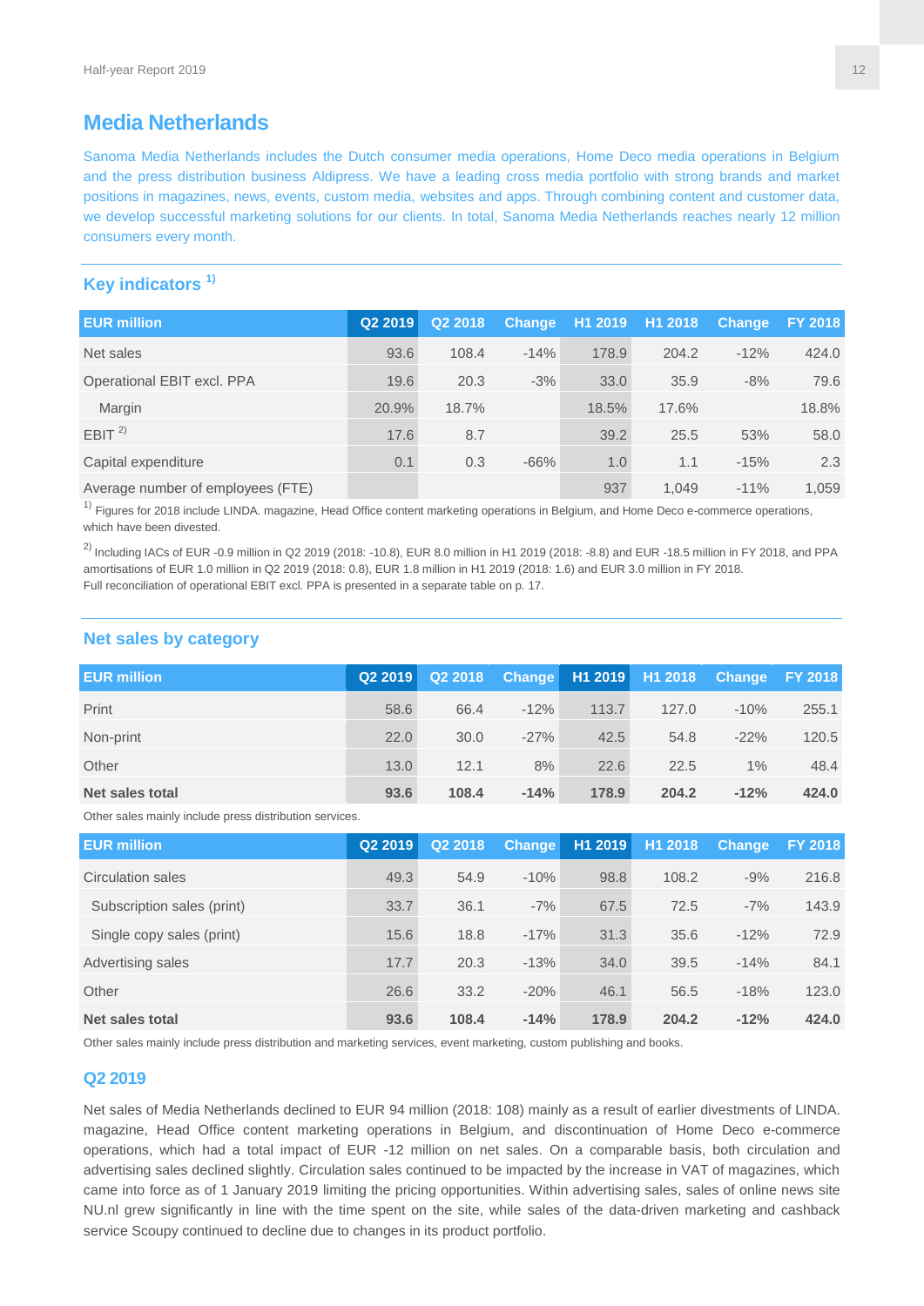## Media Netherlands

Sanoma Media Netherlands includes the Dutch consumer media operations, Home Deco media operations in Belgium and the press distribution business Aldipress. We have a leading cross media portfolio with strong brands and market positions in magazines, news, events, custom media, websites and apps. Through combining content and customer data, we develop successful marketing solutions for our clients. In total, Sanoma Media Netherlands reaches nearly 12 million consumers every month.

### Key indicators [1)]

| EUR million | Q2 2019 | Q2 2018 | Change | H1 2019 | H1 2018 | Change | FY 2018 |
|---|---|---|---|---|---|---|---|
| Net sales | 93.6 | 108.4 | -14% | 178.9 | 204.2 | -12% | 424.0 |
| Operational EBIT excl. PPA | 19.6 | 20.3 | -3% | 33.0 | 35.9 | -8% | 79.6 |
| Margin | 20.9% | 18.7% | | 18.5% | 17.6% | | 18.8% |
| EBIT [2)] | 17.6 | 8.7 | | 39.2 | 25.5 | 53% | 58.0 |
| Capital expenditure | 0.1 | 0.3 | -66% | 1.0 | 1.1 | -15% | 2.3 |
| Average number of employees (FTE) | | | | 937 | 1,049 | -11% | 1,059 |

[1)] Figures for 2018 include LINDA. magazine, Head Office content marketing operations in Belgium, and Home Deco e-commerce operations, which have been divested.

[2)] Including IACs of EUR -0.9 million in Q2 2019 (2018: -10.8), EUR 8.0 million in H1 2019 (2018: -8.8) and EUR -18.5 million in FY 2018, and PPA amortisations of EUR 1.0 million in Q2 2019 (2018: 0.8), EUR 1.8 million in H1 2019 (2018: 1.6) and EUR 3.0 million in FY 2018.
Full reconciliation of operational EBIT excl. PPA is presented in a separate table on p. 17.

### Net sales by category

| EUR million | Q2 2019 | Q2 2018 | Change | H1 2019 | H1 2018 | Change | FY 2018 |
|---|---|---|---|---|---|---|---|
| Print | 58.6 | 66.4 | -12% | 113.7 | 127.0 | -10% | 255.1 |
| Non-print | 22.0 | 30.0 | -27% | 42.5 | 54.8 | -22% | 120.5 |
| Other | 13.0 | 12.1 | 8% | 22.6 | 22.5 | 1% | 48.4 |
| **Net sales total** | **93.6** | **108.4** | **-14%** | **178.9** | **204.2** | **-12%** | **424.0** |

Other sales mainly include press distribution services.

| EUR million | Q2 2019 | Q2 2018 | Change | H1 2019 | H1 2018 | Change | FY 2018 |
|---|---|---|---|---|---|---|---|
| Circulation sales | 49.3 | 54.9 | -10% | 98.8 | 108.2 | -9% | 216.8 |
| Subscription sales (print) | 33.7 | 36.1 | -7% | 67.5 | 72.5 | -7% | 143.9 |
| Single copy sales (print) | 15.6 | 18.8 | -17% | 31.3 | 35.6 | -12% | 72.9 |
| Advertising sales | 17.7 | 20.3 | -13% | 34.0 | 39.5 | -14% | 84.1 |
| Other | 26.6 | 33.2 | -20% | 46.1 | 56.5 | -18% | 123.0 |
| **Net sales total** | **93.6** | **108.4** | **-14%** | **178.9** | **204.2** | **-12%** | **424.0** |

Other sales mainly include press distribution and marketing services, event marketing, custom publishing and books.

### Q2 2019

Net sales of Media Netherlands declined to EUR 94 million (2018: 108) mainly as a result of earlier divestments of LINDA. magazine, Head Office content marketing operations in Belgium, and discontinuation of Home Deco e-commerce operations, which had a total impact of EUR -12 million on net sales. On a comparable basis, both circulation and advertising sales declined slightly. Circulation sales continued to be impacted by the increase in VAT of magazines, which came into force as of 1 January 2019 limiting the pricing opportunities. Within advertising sales, sales of online news site NU.nl grew significantly in line with the time spent on the site, while sales of the data-driven marketing and cashback service Scoupy continued to decline due to changes in its product portfolio.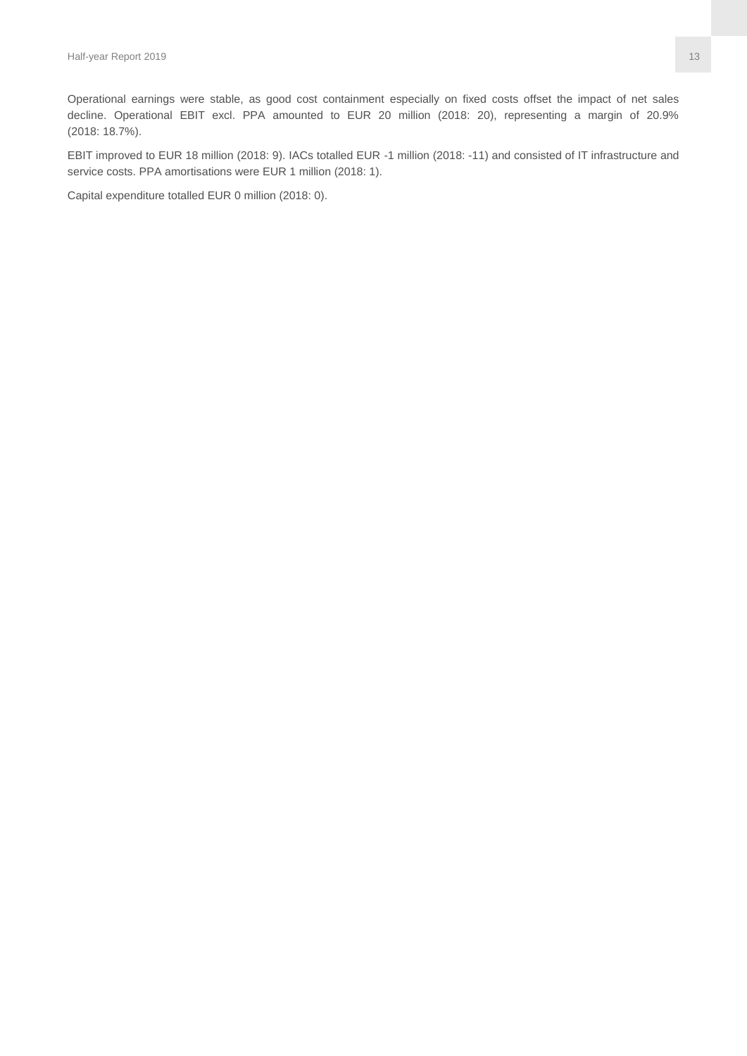Operational earnings were stable, as good cost containment especially on fixed costs offset the impact of net sales decline. Operational EBIT excl. PPA amounted to EUR 20 million (2018: 20), representing a margin of 20.9% (2018: 18.7%).

EBIT improved to EUR 18 million (2018: 9). IACs totalled EUR -1 million (2018: -11) and consisted of IT infrastructure and service costs. PPA amortisations were EUR 1 million (2018: 1).

Capital expenditure totalled EUR 0 million (2018: 0).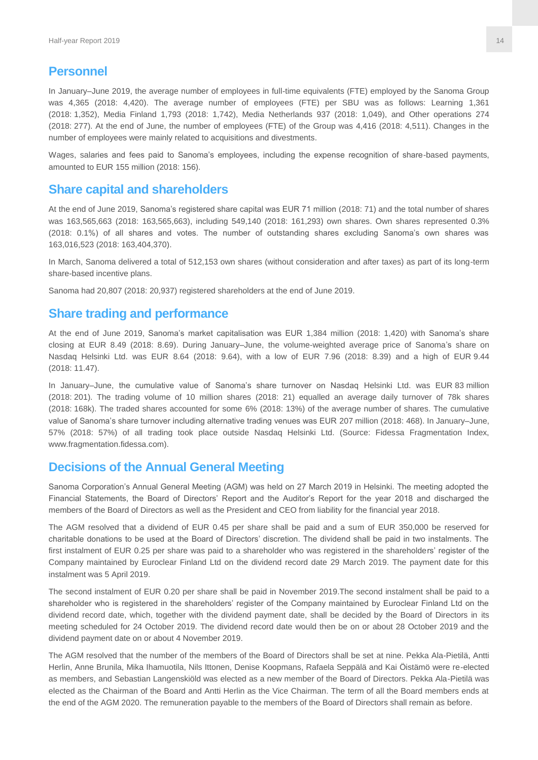## Personnel

In January–June 2019, the average number of employees in full-time equivalents (FTE) employed by the Sanoma Group was 4,365 (2018: 4,420). The average number of employees (FTE) per SBU was as follows: Learning 1,361 (2018: 1,352), Media Finland 1,793 (2018: 1,742), Media Netherlands 937 (2018: 1,049), and Other operations 274 (2018: 277). At the end of June, the number of employees (FTE) of the Group was 4,416 (2018: 4,511). Changes in the number of employees were mainly related to acquisitions and divestments.

Wages, salaries and fees paid to Sanoma's employees, including the expense recognition of share-based payments, amounted to EUR 155 million (2018: 156).

## Share capital and shareholders

At the end of June 2019, Sanoma's registered share capital was EUR 71 million (2018: 71) and the total number of shares was 163,565,663 (2018: 163,565,663), including 549,140 (2018: 161,293) own shares. Own shares represented 0.3% (2018: 0.1%) of all shares and votes. The number of outstanding shares excluding Sanoma's own shares was 163,016,523 (2018: 163,404,370).

In March, Sanoma delivered a total of 512,153 own shares (without consideration and after taxes) as part of its long-term share-based incentive plans.

Sanoma had 20,807 (2018: 20,937) registered shareholders at the end of June 2019.

## Share trading and performance

At the end of June 2019, Sanoma's market capitalisation was EUR 1,384 million (2018: 1,420) with Sanoma's share closing at EUR 8.49 (2018: 8.69). During January–June, the volume-weighted average price of Sanoma's share on Nasdaq Helsinki Ltd. was EUR 8.64 (2018: 9.64), with a low of EUR 7.96 (2018: 8.39) and a high of EUR 9.44 (2018: 11.47).

In January–June, the cumulative value of Sanoma's share turnover on Nasdaq Helsinki Ltd. was EUR 83 million (2018: 201). The trading volume of 10 million shares (2018: 21) equalled an average daily turnover of 78k shares (2018: 168k). The traded shares accounted for some 6% (2018: 13%) of the average number of shares. The cumulative value of Sanoma's share turnover including alternative trading venues was EUR 207 million (2018: 468). In January–June, 57% (2018: 57%) of all trading took place outside Nasdaq Helsinki Ltd. (Source: Fidessa Fragmentation Index, www.fragmentation.fidessa.com).

## Decisions of the Annual General Meeting

Sanoma Corporation's Annual General Meeting (AGM) was held on 27 March 2019 in Helsinki. The meeting adopted the Financial Statements, the Board of Directors' Report and the Auditor's Report for the year 2018 and discharged the members of the Board of Directors as well as the President and CEO from liability for the financial year 2018.

The AGM resolved that a dividend of EUR 0.45 per share shall be paid and a sum of EUR 350,000 be reserved for charitable donations to be used at the Board of Directors' discretion. The dividend shall be paid in two instalments. The first instalment of EUR 0.25 per share was paid to a shareholder who was registered in the shareholders' register of the Company maintained by Euroclear Finland Ltd on the dividend record date 29 March 2019. The payment date for this instalment was 5 April 2019.

The second instalment of EUR 0.20 per share shall be paid in November 2019.The second instalment shall be paid to a shareholder who is registered in the shareholders' register of the Company maintained by Euroclear Finland Ltd on the dividend record date, which, together with the dividend payment date, shall be decided by the Board of Directors in its meeting scheduled for 24 October 2019. The dividend record date would then be on or about 28 October 2019 and the dividend payment date on or about 4 November 2019.

The AGM resolved that the number of the members of the Board of Directors shall be set at nine. Pekka Ala-Pietilä, Antti Herlin, Anne Brunila, Mika Ihamuotila, Nils Ittonen, Denise Koopmans, Rafaela Seppälä and Kai Öistämö were re-elected as members, and Sebastian Langenskiöld was elected as a new member of the Board of Directors. Pekka Ala-Pietilä was elected as the Chairman of the Board and Antti Herlin as the Vice Chairman. The term of all the Board members ends at the end of the AGM 2020. The remuneration payable to the members of the Board of Directors shall remain as before.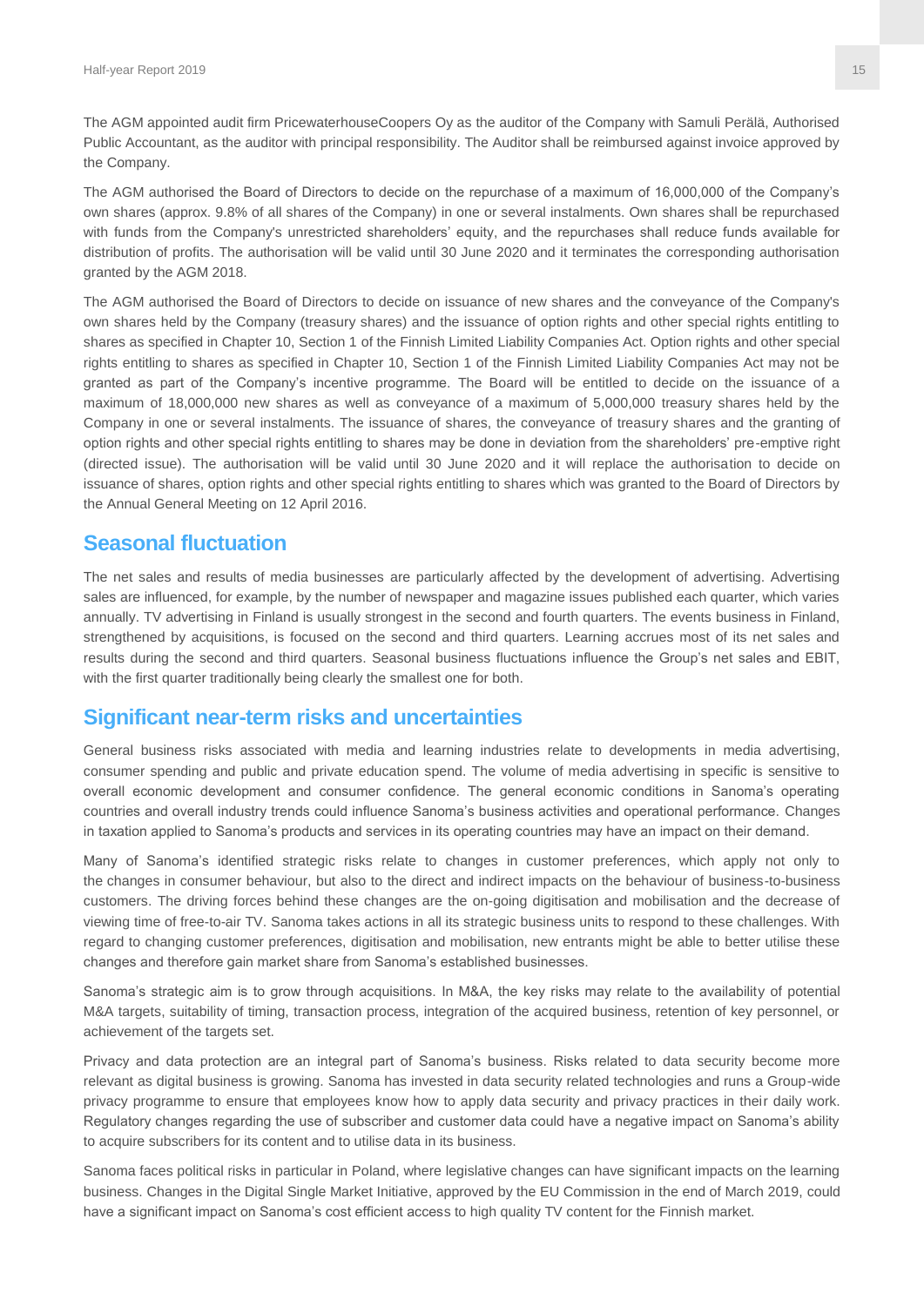The AGM appointed audit firm PricewaterhouseCoopers Oy as the auditor of the Company with Samuli Perälä, Authorised Public Accountant, as the auditor with principal responsibility. The Auditor shall be reimbursed against invoice approved by the Company.

The AGM authorised the Board of Directors to decide on the repurchase of a maximum of 16,000,000 of the Company's own shares (approx. 9.8% of all shares of the Company) in one or several instalments. Own shares shall be repurchased with funds from the Company's unrestricted shareholders' equity, and the repurchases shall reduce funds available for distribution of profits. The authorisation will be valid until 30 June 2020 and it terminates the corresponding authorisation granted by the AGM 2018.

The AGM authorised the Board of Directors to decide on issuance of new shares and the conveyance of the Company's own shares held by the Company (treasury shares) and the issuance of option rights and other special rights entitling to shares as specified in Chapter 10, Section 1 of the Finnish Limited Liability Companies Act. Option rights and other special rights entitling to shares as specified in Chapter 10, Section 1 of the Finnish Limited Liability Companies Act may not be granted as part of the Company's incentive programme. The Board will be entitled to decide on the issuance of a maximum of 18,000,000 new shares as well as conveyance of a maximum of 5,000,000 treasury shares held by the Company in one or several instalments. The issuance of shares, the conveyance of treasury shares and the granting of option rights and other special rights entitling to shares may be done in deviation from the shareholders' pre-emptive right (directed issue). The authorisation will be valid until 30 June 2020 and it will replace the authorisation to decide on issuance of shares, option rights and other special rights entitling to shares which was granted to the Board of Directors by the Annual General Meeting on 12 April 2016.

## Seasonal fluctuation

The net sales and results of media businesses are particularly affected by the development of advertising. Advertising sales are influenced, for example, by the number of newspaper and magazine issues published each quarter, which varies annually. TV advertising in Finland is usually strongest in the second and fourth quarters. The events business in Finland, strengthened by acquisitions, is focused on the second and third quarters. Learning accrues most of its net sales and results during the second and third quarters. Seasonal business fluctuations influence the Group's net sales and EBIT, with the first quarter traditionally being clearly the smallest one for both.

## Significant near-term risks and uncertainties

General business risks associated with media and learning industries relate to developments in media advertising, consumer spending and public and private education spend. The volume of media advertising in specific is sensitive to overall economic development and consumer confidence. The general economic conditions in Sanoma's operating countries and overall industry trends could influence Sanoma's business activities and operational performance. Changes in taxation applied to Sanoma's products and services in its operating countries may have an impact on their demand.

Many of Sanoma's identified strategic risks relate to changes in customer preferences, which apply not only to the changes in consumer behaviour, but also to the direct and indirect impacts on the behaviour of business-to-business customers. The driving forces behind these changes are the on-going digitisation and mobilisation and the decrease of viewing time of free-to-air TV. Sanoma takes actions in all its strategic business units to respond to these challenges. With regard to changing customer preferences, digitisation and mobilisation, new entrants might be able to better utilise these changes and therefore gain market share from Sanoma's established businesses.

Sanoma's strategic aim is to grow through acquisitions. In M&A, the key risks may relate to the availability of potential M&A targets, suitability of timing, transaction process, integration of the acquired business, retention of key personnel, or achievement of the targets set.

Privacy and data protection are an integral part of Sanoma's business. Risks related to data security become more relevant as digital business is growing. Sanoma has invested in data security related technologies and runs a Group-wide privacy programme to ensure that employees know how to apply data security and privacy practices in their daily work. Regulatory changes regarding the use of subscriber and customer data could have a negative impact on Sanoma's ability to acquire subscribers for its content and to utilise data in its business.

Sanoma faces political risks in particular in Poland, where legislative changes can have significant impacts on the learning business. Changes in the Digital Single Market Initiative, approved by the EU Commission in the end of March 2019, could have a significant impact on Sanoma's cost efficient access to high quality TV content for the Finnish market.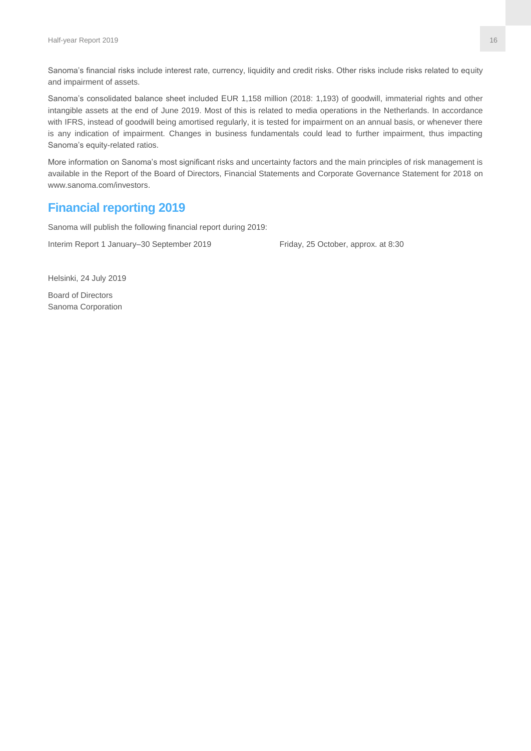Sanoma's financial risks include interest rate, currency, liquidity and credit risks. Other risks include risks related to equity and impairment of assets.

Sanoma's consolidated balance sheet included EUR 1,158 million (2018: 1,193) of goodwill, immaterial rights and other intangible assets at the end of June 2019. Most of this is related to media operations in the Netherlands. In accordance with IFRS, instead of goodwill being amortised regularly, it is tested for impairment on an annual basis, or whenever there is any indication of impairment. Changes in business fundamentals could lead to further impairment, thus impacting Sanoma's equity-related ratios.

More information on Sanoma's most significant risks and uncertainty factors and the main principles of risk management is available in the Report of the Board of Directors, Financial Statements and Corporate Governance Statement for 2018 on www.sanoma.com/investors.

## Financial reporting 2019

Sanoma will publish the following financial report during 2019:

| | |
|---|---|
| Interim Report 1 January–30 September 2019 | Friday, 25 October, approx. at 8:30 |

Helsinki, 24 July 2019

Board of Directors
Sanoma Corporation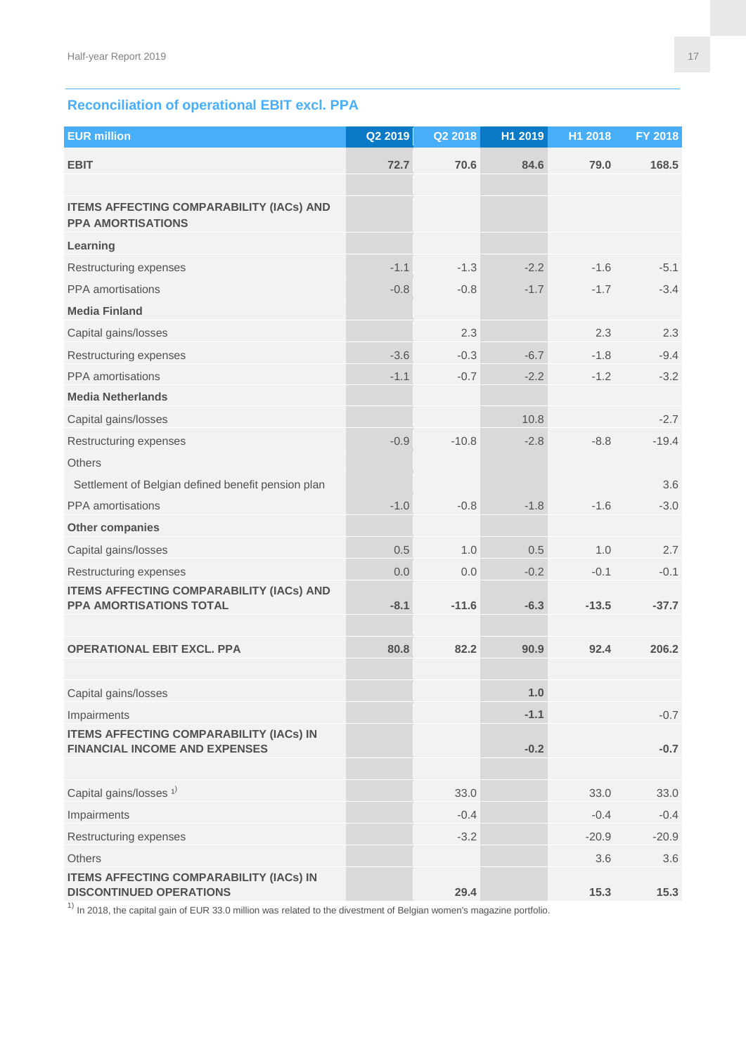## Reconciliation of operational EBIT excl. PPA

| EUR million | Q2 2019 | Q2 2018 | H1 2019 | H1 2018 | FY 2018 |
|---|---|---|---|---|---|
| **EBIT** | **72.7** | **70.6** | **84.6** | **79.0** | **168.5** |
| | | | | | |
| **ITEMS AFFECTING COMPARABILITY (IACs) AND PPA AMORTISATIONS** | | | | | |
| **Learning** | | | | | |
| Restructuring expenses | -1.1 | -1.3 | -2.2 | -1.6 | -5.1 |
| PPA amortisations | -0.8 | -0.8 | -1.7 | -1.7 | -3.4 |
| **Media Finland** | | | | | |
| Capital gains/losses | | 2.3 | | 2.3 | 2.3 |
| Restructuring expenses | -3.6 | -0.3 | -6.7 | -1.8 | -9.4 |
| PPA amortisations | -1.1 | -0.7 | -2.2 | -1.2 | -3.2 |
| **Media Netherlands** | | | | | |
| Capital gains/losses | | | 10.8 | | -2.7 |
| Restructuring expenses | -0.9 | -10.8 | -2.8 | -8.8 | -19.4 |
| Others | | | | | |
| Settlement of Belgian defined benefit pension plan | | | | | 3.6 |
| PPA amortisations | -1.0 | -0.8 | -1.8 | -1.6 | -3.0 |
| **Other companies** | | | | | |
| Capital gains/losses | 0.5 | 1.0 | 0.5 | 1.0 | 2.7 |
| Restructuring expenses | 0.0 | 0.0 | -0.2 | -0.1 | -0.1 |
| **ITEMS AFFECTING COMPARABILITY (IACs) AND PPA AMORTISATIONS TOTAL** | **-8.1** | **-11.6** | **-6.3** | **-13.5** | **-37.7** |
| | | | | | |
| **OPERATIONAL EBIT EXCL. PPA** | **80.8** | **82.2** | **90.9** | **92.4** | **206.2** |
| | | | | | |
| Capital gains/losses | | | **1.0** | | |
| Impairments | | | **-1.1** | | -0.7 |
| **ITEMS AFFECTING COMPARABILITY (IACs) IN FINANCIAL INCOME AND EXPENSES** | | | **-0.2** | | **-0.7** |
| | | | | | |
| Capital gains/losses [1] | | 33.0 | | 33.0 | 33.0 |
| Impairments | | -0.4 | | -0.4 | -0.4 |
| Restructuring expenses | | -3.2 | | -20.9 | -20.9 |
| Others | | | | 3.6 | 3.6 |
| **ITEMS AFFECTING COMPARABILITY (IACs) IN DISCONTINUED OPERATIONS** | | **29.4** | | **15.3** | **15.3** |

[1] In 2018, the capital gain of EUR 33.0 million was related to the divestment of Belgian women's magazine portfolio.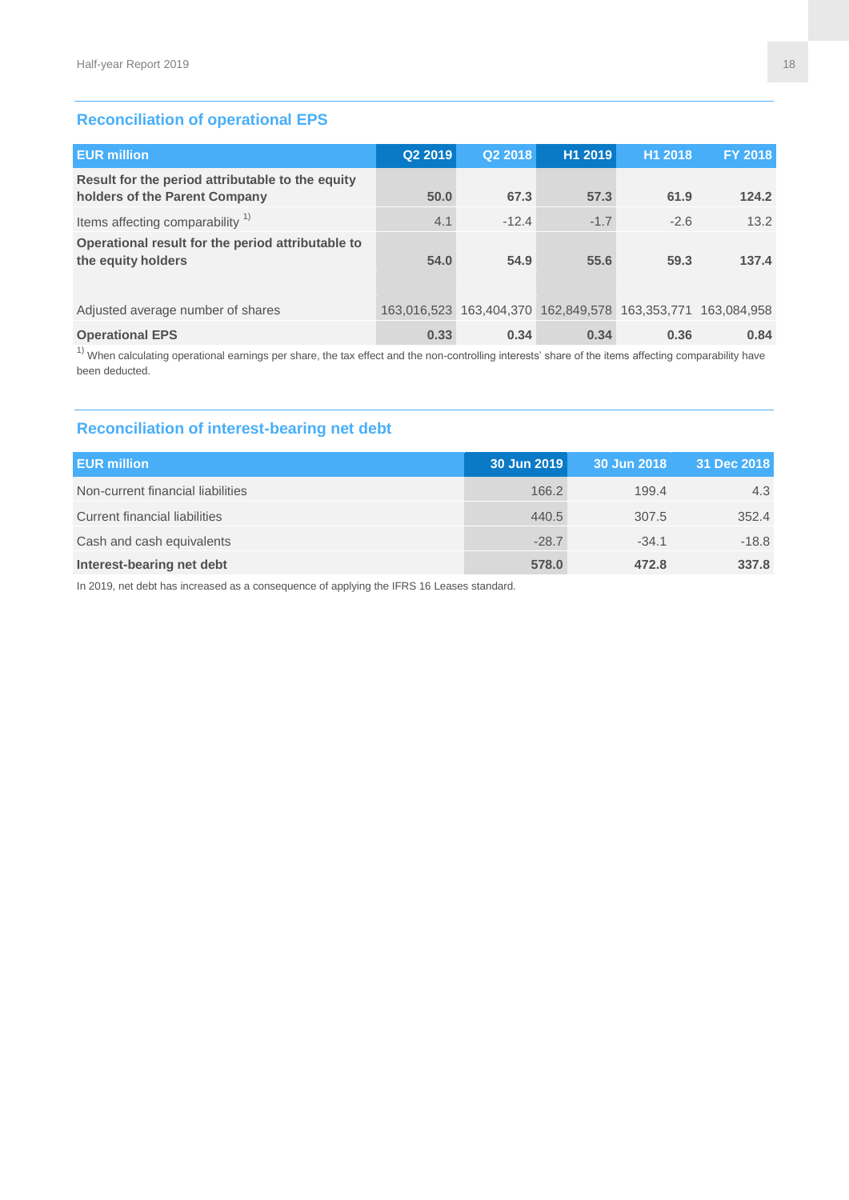## Reconciliation of operational EPS

| EUR million | Q2 2019 | Q2 2018 | H1 2019 | H1 2018 | FY 2018 |
|---|---|---|---|---|---|
| **Result for the period attributable to the equity holders of the Parent Company** | **50.0** | **67.3** | **57.3** | **61.9** | **124.2** |
| Items affecting comparability [1] | 4.1 | -12.4 | -1.7 | -2.6 | 13.2 |
| **Operational result for the period attributable to the equity holders** | **54.0** | **54.9** | **55.6** | **59.3** | **137.4** |
| Adjusted average number of shares | 163,016,523 | 163,404,370 | 162,849,578 | 163,353,771 | 163,084,958 |
| **Operational EPS** | **0.33** | **0.34** | **0.34** | **0.36** | **0.84** |

[1] When calculating operational earnings per share, the tax effect and the non-controlling interests' share of the items affecting comparability have been deducted.

## Reconciliation of interest-bearing net debt

| EUR million | 30 Jun 2019 | 30 Jun 2018 | 31 Dec 2018 |
|---|---|---|---|
| Non-current financial liabilities | 166.2 | 199.4 | 4.3 |
| Current financial liabilities | 440.5 | 307.5 | 352.4 |
| Cash and cash equivalents | -28.7 | -34.1 | -18.8 |
| **Interest-bearing net debt** | **578.0** | **472.8** | **337.8** |

In 2019, net debt has increased as a consequence of applying the IFRS 16 Leases standard.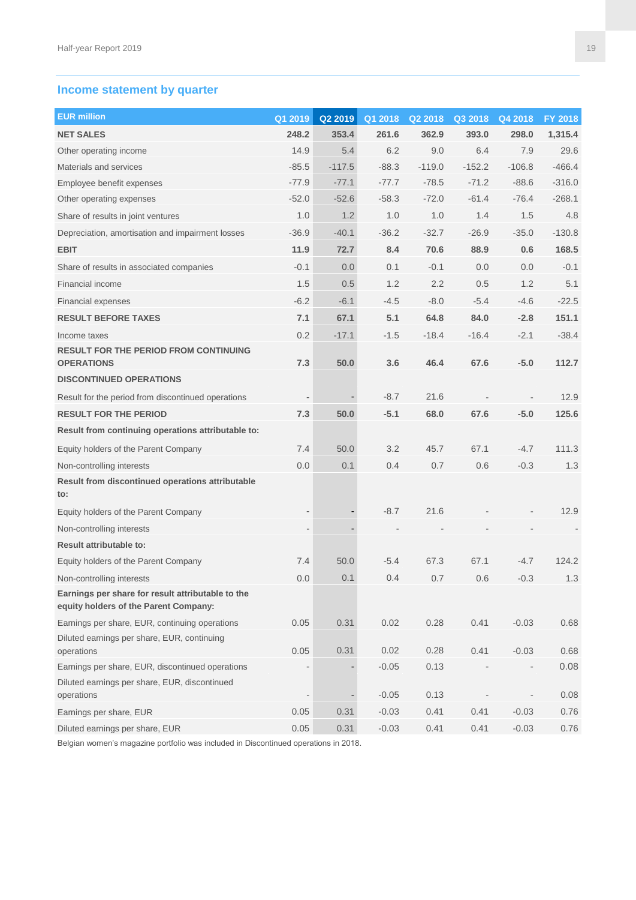## Income statement by quarter

| EUR million | Q1 2019 | Q2 2019 | Q1 2018 | Q2 2018 | Q3 2018 | Q4 2018 | FY 2018 |
|---|---|---|---|---|---|---|---|
| **NET SALES** | **248.2** | **353.4** | **261.6** | **362.9** | **393.0** | **298.0** | **1,315.4** |
| Other operating income | 14.9 | 5.4 | 6.2 | 9.0 | 6.4 | 7.9 | 29.6 |
| Materials and services | -85.5 | -117.5 | -88.3 | -119.0 | -152.2 | -106.8 | -466.4 |
| Employee benefit expenses | -77.9 | -77.1 | -77.7 | -78.5 | -71.2 | -88.6 | -316.0 |
| Other operating expenses | -52.0 | -52.6 | -58.3 | -72.0 | -61.4 | -76.4 | -268.1 |
| Share of results in joint ventures | 1.0 | 1.2 | 1.0 | 1.0 | 1.4 | 1.5 | 4.8 |
| Depreciation, amortisation and impairment losses | -36.9 | -40.1 | -36.2 | -32.7 | -26.9 | -35.0 | -130.8 |
| **EBIT** | **11.9** | **72.7** | **8.4** | **70.6** | **88.9** | **0.6** | **168.5** |
| Share of results in associated companies | -0.1 | 0.0 | 0.1 | -0.1 | 0.0 | 0.0 | -0.1 |
| Financial income | 1.5 | 0.5 | 1.2 | 2.2 | 0.5 | 1.2 | 5.1 |
| Financial expenses | -6.2 | -6.1 | -4.5 | -8.0 | -5.4 | -4.6 | -22.5 |
| **RESULT BEFORE TAXES** | **7.1** | **67.1** | **5.1** | **64.8** | **84.0** | **-2.8** | **151.1** |
| Income taxes | 0.2 | -17.1 | -1.5 | -18.4 | -16.4 | -2.1 | -38.4 |
| **RESULT FOR THE PERIOD FROM CONTINUING OPERATIONS** | **7.3** | **50.0** | **3.6** | **46.4** | **67.6** | **-5.0** | **112.7** |
| **DISCONTINUED OPERATIONS** | | | | | | | |
| Result for the period from discontinued operations | - | - | -8.7 | 21.6 | - | - | 12.9 |
| **RESULT FOR THE PERIOD** | **7.3** | **50.0** | **-5.1** | **68.0** | **67.6** | **-5.0** | **125.6** |
| **Result from continuing operations attributable to:** | | | | | | | |
| Equity holders of the Parent Company | 7.4 | 50.0 | 3.2 | 45.7 | 67.1 | -4.7 | 111.3 |
| Non-controlling interests | 0.0 | 0.1 | 0.4 | 0.7 | 0.6 | -0.3 | 1.3 |
| **Result from discontinued operations attributable to:** | | | | | | | |
| Equity holders of the Parent Company | - | - | -8.7 | 21.6 | - | - | 12.9 |
| Non-controlling interests | - | - | - | - | - | - | - |
| **Result attributable to:** | | | | | | | |
| Equity holders of the Parent Company | 7.4 | 50.0 | -5.4 | 67.3 | 67.1 | -4.7 | 124.2 |
| Non-controlling interests | 0.0 | 0.1 | 0.4 | 0.7 | 0.6 | -0.3 | 1.3 |
| **Earnings per share for result attributable to the equity holders of the Parent Company:** | | | | | | | |
| Earnings per share, EUR, continuing operations | 0.05 | 0.31 | 0.02 | 0.28 | 0.41 | -0.03 | 0.68 |
| Diluted earnings per share, EUR, continuing operations | 0.05 | 0.31 | 0.02 | 0.28 | 0.41 | -0.03 | 0.68 |
| Earnings per share, EUR, discontinued operations | - | - | -0.05 | 0.13 | - | - | 0.08 |
| Diluted earnings per share, EUR, discontinued operations | - | - | -0.05 | 0.13 | - | - | 0.08 |
| Earnings per share, EUR | 0.05 | 0.31 | -0.03 | 0.41 | 0.41 | -0.03 | 0.76 |
| Diluted earnings per share, EUR | 0.05 | 0.31 | -0.03 | 0.41 | 0.41 | -0.03 | 0.76 |

Belgian women's magazine portfolio was included in Discontinued operations in 2018.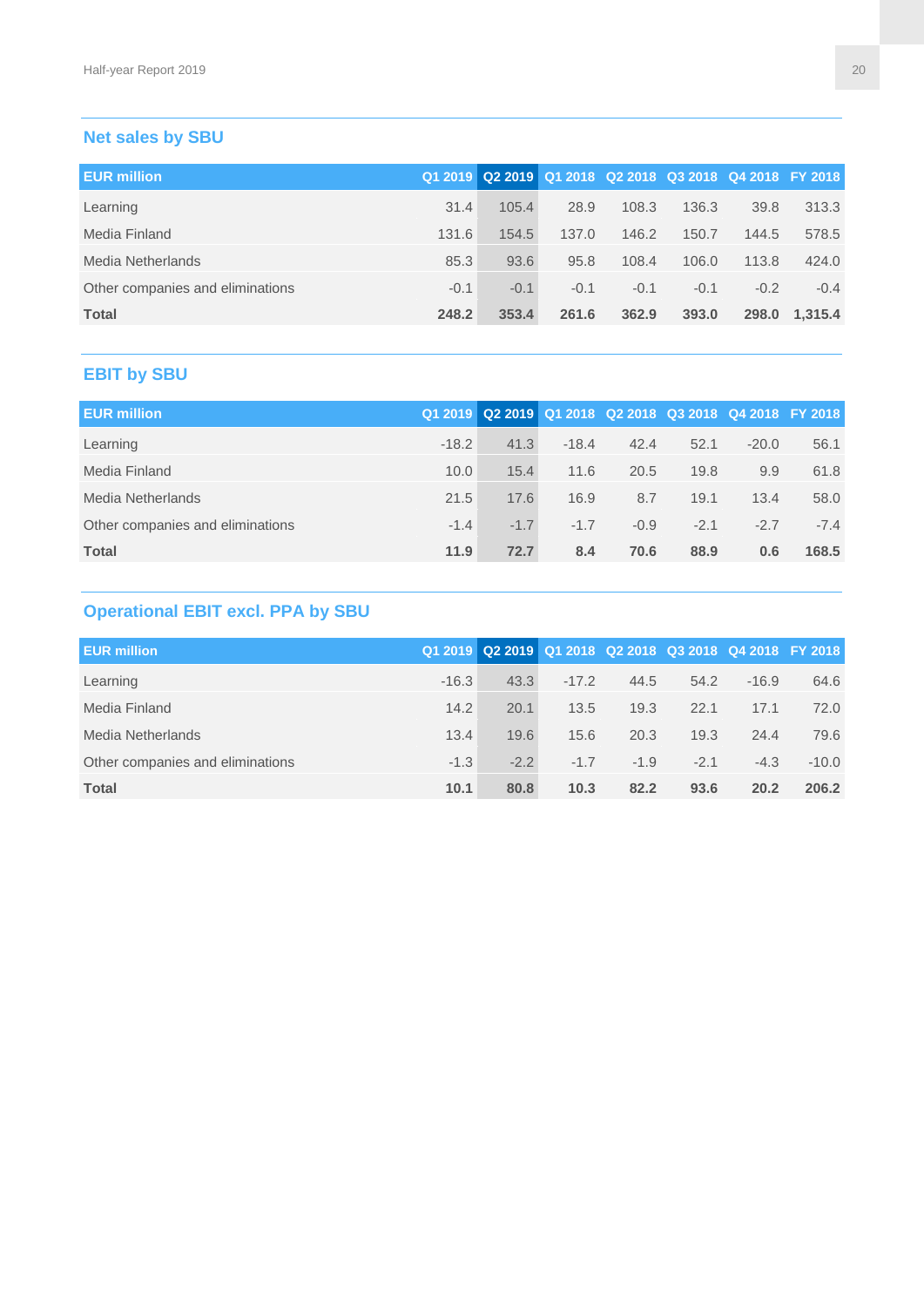## Net sales by SBU

| EUR million | Q1 2019 | Q2 2019 | Q1 2018 | Q2 2018 | Q3 2018 | Q4 2018 | FY 2018 |
|---|---|---|---|---|---|---|---|
| Learning | 31.4 | 105.4 | 28.9 | 108.3 | 136.3 | 39.8 | 313.3 |
| Media Finland | 131.6 | 154.5 | 137.0 | 146.2 | 150.7 | 144.5 | 578.5 |
| Media Netherlands | 85.3 | 93.6 | 95.8 | 108.4 | 106.0 | 113.8 | 424.0 |
| Other companies and eliminations | -0.1 | -0.1 | -0.1 | -0.1 | -0.1 | -0.2 | -0.4 |
| **Total** | **248.2** | **353.4** | **261.6** | **362.9** | **393.0** | **298.0** | **1,315.4** |

## EBIT by SBU

| EUR million | Q1 2019 | Q2 2019 | Q1 2018 | Q2 2018 | Q3 2018 | Q4 2018 | FY 2018 |
|---|---|---|---|---|---|---|---|
| Learning | -18.2 | 41.3 | -18.4 | 42.4 | 52.1 | -20.0 | 56.1 |
| Media Finland | 10.0 | 15.4 | 11.6 | 20.5 | 19.8 | 9.9 | 61.8 |
| Media Netherlands | 21.5 | 17.6 | 16.9 | 8.7 | 19.1 | 13.4 | 58.0 |
| Other companies and eliminations | -1.4 | -1.7 | -1.7 | -0.9 | -2.1 | -2.7 | -7.4 |
| **Total** | **11.9** | **72.7** | **8.4** | **70.6** | **88.9** | **0.6** | **168.5** |

## Operational EBIT excl. PPA by SBU

| EUR million | Q1 2019 | Q2 2019 | Q1 2018 | Q2 2018 | Q3 2018 | Q4 2018 | FY 2018 |
|---|---|---|---|---|---|---|---|
| Learning | -16.3 | 43.3 | -17.2 | 44.5 | 54.2 | -16.9 | 64.6 |
| Media Finland | 14.2 | 20.1 | 13.5 | 19.3 | 22.1 | 17.1 | 72.0 |
| Media Netherlands | 13.4 | 19.6 | 15.6 | 20.3 | 19.3 | 24.4 | 79.6 |
| Other companies and eliminations | -1.3 | -2.2 | -1.7 | -1.9 | -2.1 | -4.3 | -10.0 |
| **Total** | **10.1** | **80.8** | **10.3** | **82.2** | **93.6** | **20.2** | **206.2** |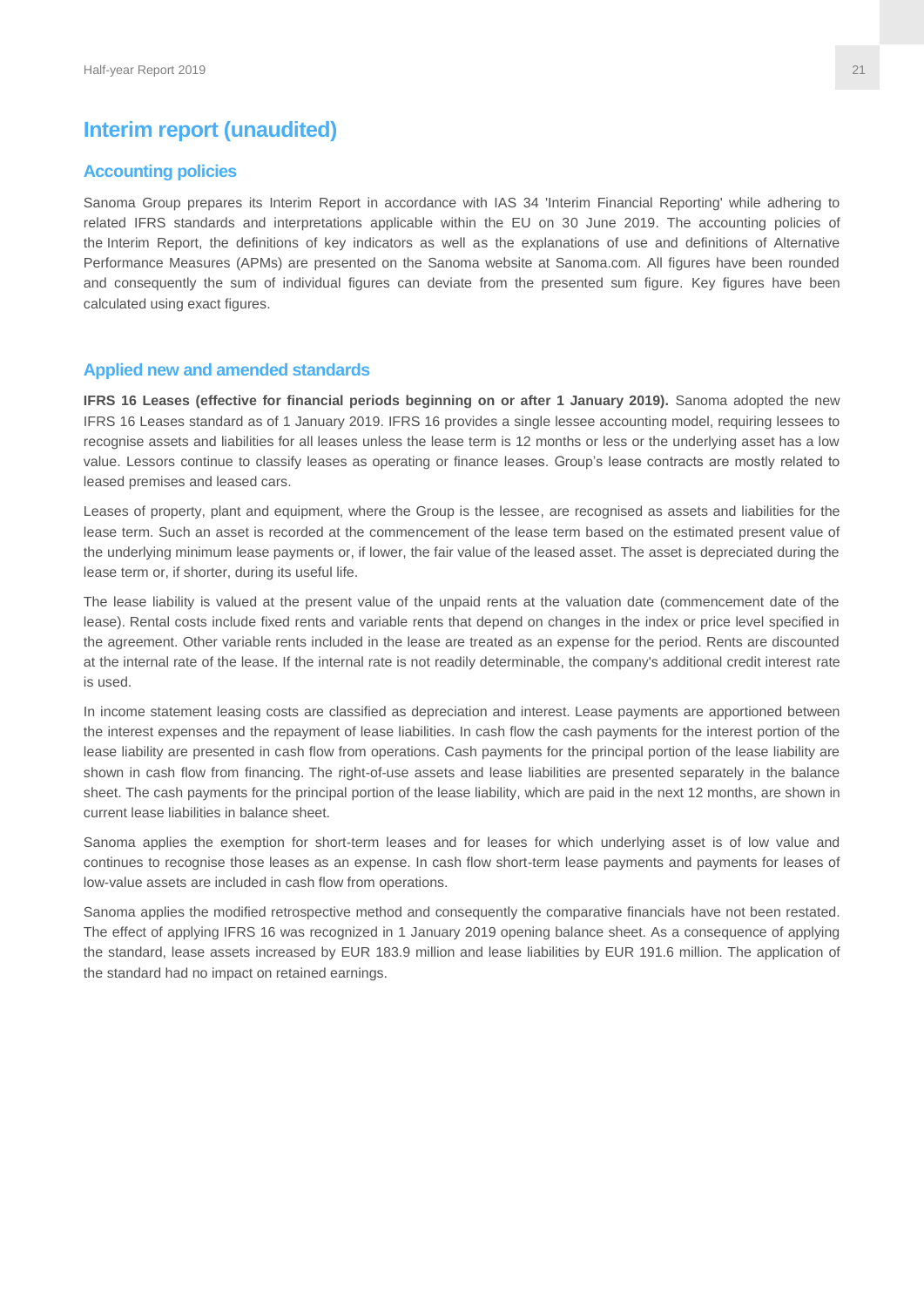# Interim report (unaudited)

## Accounting policies

Sanoma Group prepares its Interim Report in accordance with IAS 34 'Interim Financial Reporting' while adhering to related IFRS standards and interpretations applicable within the EU on 30 June 2019. The accounting policies of the Interim Report, the definitions of key indicators as well as the explanations of use and definitions of Alternative Performance Measures (APMs) are presented on the Sanoma website at Sanoma.com. All figures have been rounded and consequently the sum of individual figures can deviate from the presented sum figure. Key figures have been calculated using exact figures.

## Applied new and amended standards

**IFRS 16 Leases (effective for financial periods beginning on or after 1 January 2019).** Sanoma adopted the new IFRS 16 Leases standard as of 1 January 2019. IFRS 16 provides a single lessee accounting model, requiring lessees to recognise assets and liabilities for all leases unless the lease term is 12 months or less or the underlying asset has a low value. Lessors continue to classify leases as operating or finance leases. Group's lease contracts are mostly related to leased premises and leased cars.

Leases of property, plant and equipment, where the Group is the lessee, are recognised as assets and liabilities for the lease term. Such an asset is recorded at the commencement of the lease term based on the estimated present value of the underlying minimum lease payments or, if lower, the fair value of the leased asset. The asset is depreciated during the lease term or, if shorter, during its useful life.

The lease liability is valued at the present value of the unpaid rents at the valuation date (commencement date of the lease). Rental costs include fixed rents and variable rents that depend on changes in the index or price level specified in the agreement. Other variable rents included in the lease are treated as an expense for the period. Rents are discounted at the internal rate of the lease. If the internal rate is not readily determinable, the company's additional credit interest rate is used.

In income statement leasing costs are classified as depreciation and interest. Lease payments are apportioned between the interest expenses and the repayment of lease liabilities. In cash flow the cash payments for the interest portion of the lease liability are presented in cash flow from operations. Cash payments for the principal portion of the lease liability are shown in cash flow from financing. The right-of-use assets and lease liabilities are presented separately in the balance sheet. The cash payments for the principal portion of the lease liability, which are paid in the next 12 months, are shown in current lease liabilities in balance sheet.

Sanoma applies the exemption for short-term leases and for leases for which underlying asset is of low value and continues to recognise those leases as an expense. In cash flow short-term lease payments and payments for leases of low-value assets are included in cash flow from operations.

Sanoma applies the modified retrospective method and consequently the comparative financials have not been restated. The effect of applying IFRS 16 was recognized in 1 January 2019 opening balance sheet. As a consequence of applying the standard, lease assets increased by EUR 183.9 million and lease liabilities by EUR 191.6 million. The application of the standard had no impact on retained earnings.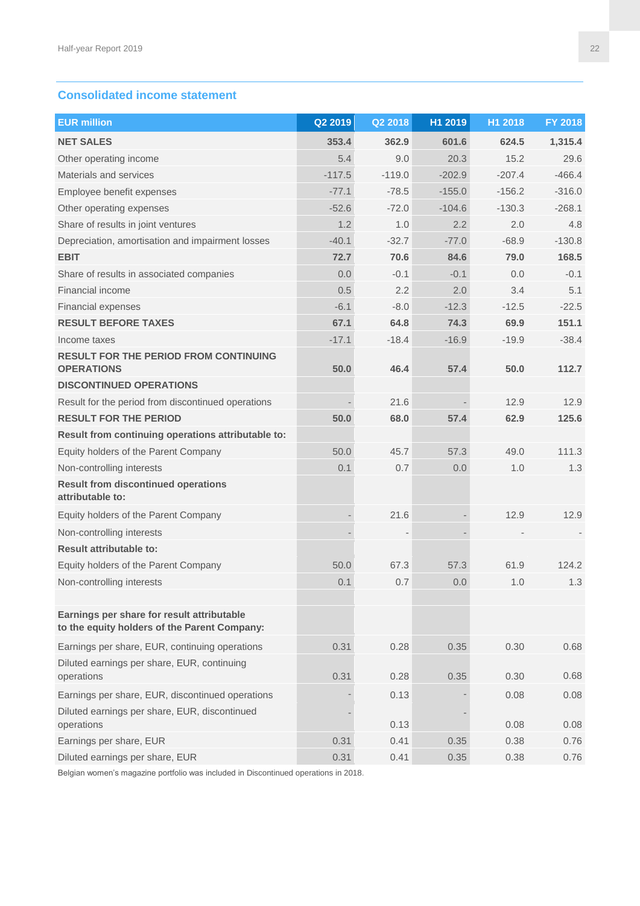## Consolidated income statement

| EUR million | Q2 2019 | Q2 2018 | H1 2019 | H1 2018 | FY 2018 |
|---|---|---|---|---|---|
| **NET SALES** | **353.4** | **362.9** | **601.6** | **624.5** | **1,315.4** |
| Other operating income | 5.4 | 9.0 | 20.3 | 15.2 | 29.6 |
| Materials and services | -117.5 | -119.0 | -202.9 | -207.4 | -466.4 |
| Employee benefit expenses | -77.1 | -78.5 | -155.0 | -156.2 | -316.0 |
| Other operating expenses | -52.6 | -72.0 | -104.6 | -130.3 | -268.1 |
| Share of results in joint ventures | 1.2 | 1.0 | 2.2 | 2.0 | 4.8 |
| Depreciation, amortisation and impairment losses | -40.1 | -32.7 | -77.0 | -68.9 | -130.8 |
| **EBIT** | **72.7** | **70.6** | **84.6** | **79.0** | **168.5** |
| Share of results in associated companies | 0.0 | -0.1 | -0.1 | 0.0 | -0.1 |
| Financial income | 0.5 | 2.2 | 2.0 | 3.4 | 5.1 |
| Financial expenses | -6.1 | -8.0 | -12.3 | -12.5 | -22.5 |
| **RESULT BEFORE TAXES** | **67.1** | **64.8** | **74.3** | **69.9** | **151.1** |
| Income taxes | -17.1 | -18.4 | -16.9 | -19.9 | -38.4 |
| **RESULT FOR THE PERIOD FROM CONTINUING OPERATIONS** | **50.0** | **46.4** | **57.4** | **50.0** | **112.7** |
| **DISCONTINUED OPERATIONS** | | | | | |
| Result for the period from discontinued operations | - | 21.6 | - | 12.9 | 12.9 |
| **RESULT FOR THE PERIOD** | **50.0** | **68.0** | **57.4** | **62.9** | **125.6** |
| **Result from continuing operations attributable to:** | | | | | |
| Equity holders of the Parent Company | 50.0 | 45.7 | 57.3 | 49.0 | 111.3 |
| Non-controlling interests | 0.1 | 0.7 | 0.0 | 1.0 | 1.3 |
| **Result from discontinued operations attributable to:** | | | | | |
| Equity holders of the Parent Company | - | 21.6 | - | 12.9 | 12.9 |
| Non-controlling interests | - | - | - | - | - |
| **Result attributable to:** | | | | | |
| Equity holders of the Parent Company | 50.0 | 67.3 | 57.3 | 61.9 | 124.2 |
| Non-controlling interests | 0.1 | 0.7 | 0.0 | 1.0 | 1.3 |
| | | | | | |
| **Earnings per share for result attributable to the equity holders of the Parent Company:** | | | | | |
| Earnings per share, EUR, continuing operations | 0.31 | 0.28 | 0.35 | 0.30 | 0.68 |
| Diluted earnings per share, EUR, continuing operations | 0.31 | 0.28 | 0.35 | 0.30 | 0.68 |
| Earnings per share, EUR, discontinued operations | - | 0.13 | - | 0.08 | 0.08 |
| Diluted earnings per share, EUR, discontinued operations | - | 0.13 | - | 0.08 | 0.08 |
| Earnings per share, EUR | 0.31 | 0.41 | 0.35 | 0.38 | 0.76 |
| Diluted earnings per share, EUR | 0.31 | 0.41 | 0.35 | 0.38 | 0.76 |

Belgian women's magazine portfolio was included in Discontinued operations in 2018.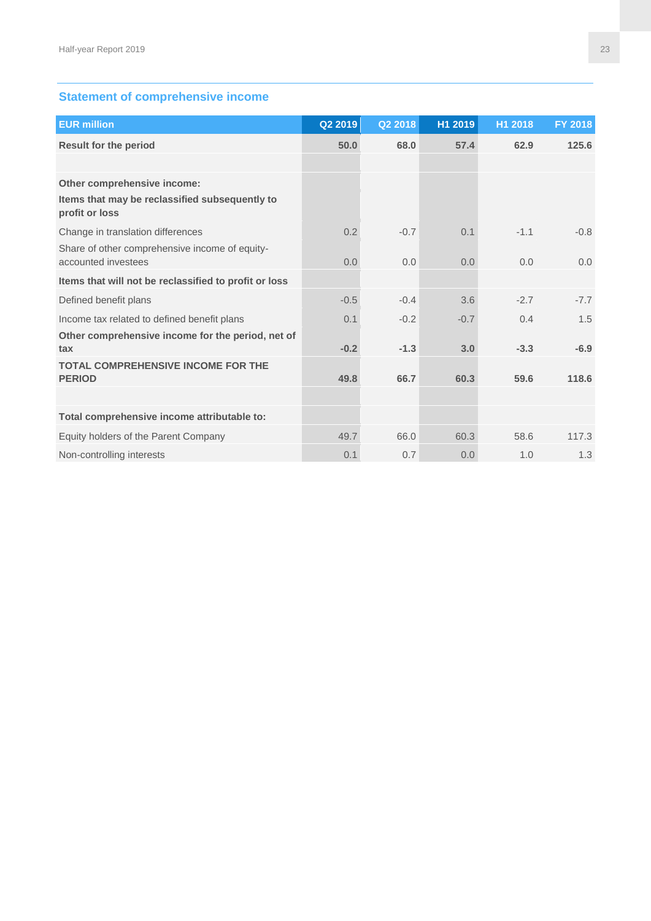## Statement of comprehensive income

| EUR million | Q2 2019 | Q2 2018 | H1 2019 | H1 2018 | FY 2018 |
|---|---|---|---|---|---|
| **Result for the period** | **50.0** | **68.0** | **57.4** | **62.9** | **125.6** |
| | | | | | |
| **Other comprehensive income:** | | | | | |
| **Items that may be reclassified subsequently to profit or loss** | | | | | |
| Change in translation differences | 0.2 | -0.7 | 0.1 | -1.1 | -0.8 |
| Share of other comprehensive income of equity-accounted investees | 0.0 | 0.0 | 0.0 | 0.0 | 0.0 |
| **Items that will not be reclassified to profit or loss** | | | | | |
| Defined benefit plans | -0.5 | -0.4 | 3.6 | -2.7 | -7.7 |
| Income tax related to defined benefit plans | 0.1 | -0.2 | -0.7 | 0.4 | 1.5 |
| **Other comprehensive income for the period, net of tax** | **-0.2** | **-1.3** | **3.0** | **-3.3** | **-6.9** |
| **TOTAL COMPREHENSIVE INCOME FOR THE PERIOD** | **49.8** | **66.7** | **60.3** | **59.6** | **118.6** |
| | | | | | |
| **Total comprehensive income attributable to:** | | | | | |
| Equity holders of the Parent Company | 49.7 | 66.0 | 60.3 | 58.6 | 117.3 |
| Non-controlling interests | 0.1 | 0.7 | 0.0 | 1.0 | 1.3 |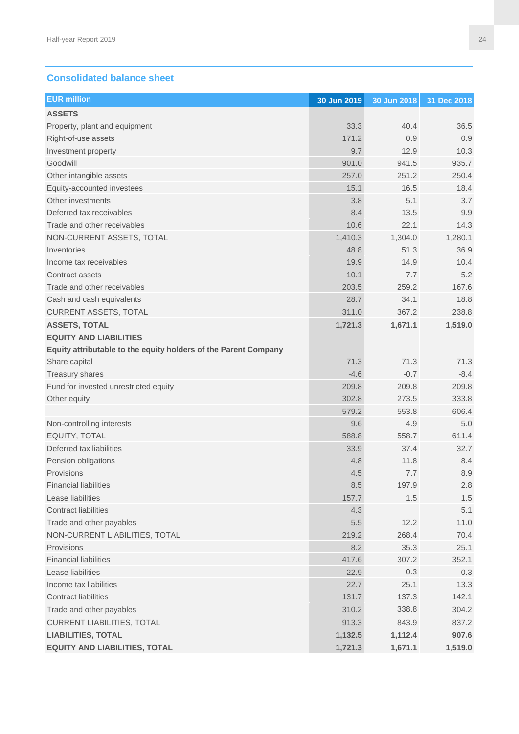## Consolidated balance sheet

| EUR million | 30 Jun 2019 | 30 Jun 2018 | 31 Dec 2018 |
|---|---|---|---|
| **ASSETS** | | | |
| Property, plant and equipment | 33.3 | 40.4 | 36.5 |
| Right-of-use assets | 171.2 | 0.9 | 0.9 |
| Investment property | 9.7 | 12.9 | 10.3 |
| Goodwill | 901.0 | 941.5 | 935.7 |
| Other intangible assets | 257.0 | 251.2 | 250.4 |
| Equity-accounted investees | 15.1 | 16.5 | 18.4 |
| Other investments | 3.8 | 5.1 | 3.7 |
| Deferred tax receivables | 8.4 | 13.5 | 9.9 |
| Trade and other receivables | 10.6 | 22.1 | 14.3 |
| NON-CURRENT ASSETS, TOTAL | 1,410.3 | 1,304.0 | 1,280.1 |
| Inventories | 48.8 | 51.3 | 36.9 |
| Income tax receivables | 19.9 | 14.9 | 10.4 |
| Contract assets | 10.1 | 7.7 | 5.2 |
| Trade and other receivables | 203.5 | 259.2 | 167.6 |
| Cash and cash equivalents | 28.7 | 34.1 | 18.8 |
| CURRENT ASSETS, TOTAL | 311.0 | 367.2 | 238.8 |
| **ASSETS, TOTAL** | **1,721.3** | **1,671.1** | **1,519.0** |
| **EQUITY AND LIABILITIES** | | | |
| **Equity attributable to the equity holders of the Parent Company** | | | |
| Share capital | 71.3 | 71.3 | 71.3 |
| Treasury shares | -4.6 | -0.7 | -8.4 |
| Fund for invested unrestricted equity | 209.8 | 209.8 | 209.8 |
| Other equity | 302.8 | 273.5 | 333.8 |
| | 579.2 | 553.8 | 606.4 |
| Non-controlling interests | 9.6 | 4.9 | 5.0 |
| EQUITY, TOTAL | 588.8 | 558.7 | 611.4 |
| Deferred tax liabilities | 33.9 | 37.4 | 32.7 |
| Pension obligations | 4.8 | 11.8 | 8.4 |
| Provisions | 4.5 | 7.7 | 8.9 |
| Financial liabilities | 8.5 | 197.9 | 2.8 |
| Lease liabilities | 157.7 | 1.5 | 1.5 |
| Contract liabilities | 4.3 | | 5.1 |
| Trade and other payables | 5.5 | 12.2 | 11.0 |
| NON-CURRENT LIABILITIES, TOTAL | 219.2 | 268.4 | 70.4 |
| Provisions | 8.2 | 35.3 | 25.1 |
| Financial liabilities | 417.6 | 307.2 | 352.1 |
| Lease liabilities | 22.9 | 0.3 | 0.3 |
| Income tax liabilities | 22.7 | 25.1 | 13.3 |
| Contract liabilities | 131.7 | 137.3 | 142.1 |
| Trade and other payables | 310.2 | 338.8 | 304.2 |
| CURRENT LIABILITIES, TOTAL | 913.3 | 843.9 | 837.2 |
| **LIABILITIES, TOTAL** | **1,132.5** | **1,112.4** | **907.6** |
| **EQUITY AND LIABILITIES, TOTAL** | **1,721.3** | **1,671.1** | **1,519.0** |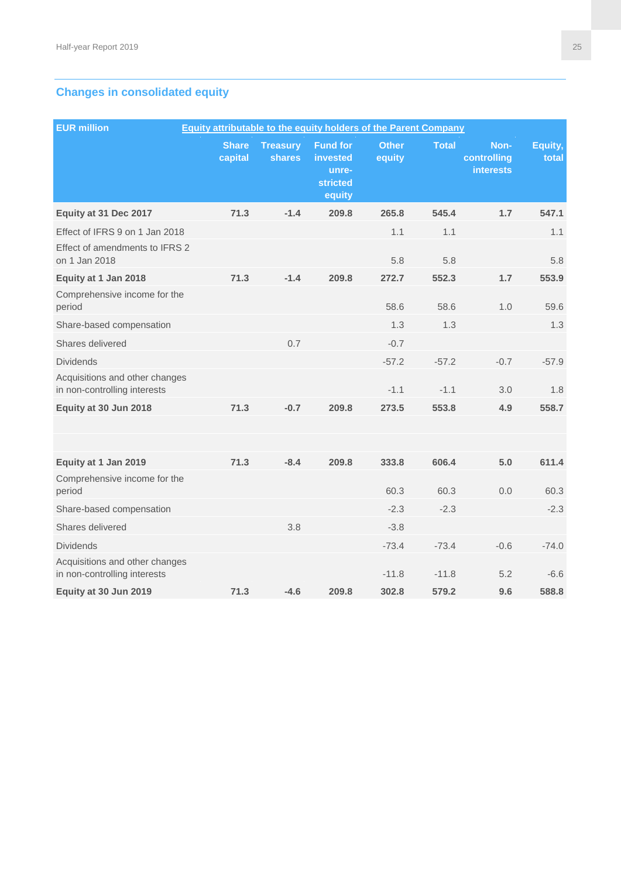## Changes in consolidated equity

| EUR million | Equity attributable to the equity holders of the Parent Company | | | | | | |
|---|---|---|---|---|---|---|---|
| | Share capital | Treasury shares | Fund for invested unre-stricted equity | Other equity | Total | Non-controlling interests | Equity, total |
| **Equity at 31 Dec 2017** | **71.3** | **-1.4** | **209.8** | **265.8** | **545.4** | **1.7** | **547.1** |
| Effect of IFRS 9 on 1 Jan 2018 | | | | 1.1 | 1.1 | | 1.1 |
| Effect of amendments to IFRS 2 on 1 Jan 2018 | | | | 5.8 | 5.8 | | 5.8 |
| **Equity at 1 Jan 2018** | **71.3** | **-1.4** | **209.8** | **272.7** | **552.3** | **1.7** | **553.9** |
| Comprehensive income for the period | | | | 58.6 | 58.6 | 1.0 | 59.6 |
| Share-based compensation | | | | 1.3 | 1.3 | | 1.3 |
| Shares delivered | | 0.7 | | -0.7 | | | |
| Dividends | | | | -57.2 | -57.2 | -0.7 | -57.9 |
| Acquisitions and other changes in non-controlling interests | | | | -1.1 | -1.1 | 3.0 | 1.8 |
| **Equity at 30 Jun 2018** | **71.3** | **-0.7** | **209.8** | **273.5** | **553.8** | **4.9** | **558.7** |
| | | | | | | | |
| | | | | | | | |
| **Equity at 1 Jan 2019** | **71.3** | **-8.4** | **209.8** | **333.8** | **606.4** | **5.0** | **611.4** |
| Comprehensive income for the period | | | | 60.3 | 60.3 | 0.0 | 60.3 |
| Share-based compensation | | | | -2.3 | -2.3 | | -2.3 |
| Shares delivered | | 3.8 | | -3.8 | | | |
| Dividends | | | | -73.4 | -73.4 | -0.6 | -74.0 |
| Acquisitions and other changes in non-controlling interests | | | | -11.8 | -11.8 | 5.2 | -6.6 |
| **Equity at 30 Jun 2019** | **71.3** | **-4.6** | **209.8** | **302.8** | **579.2** | **9.6** | **588.8** |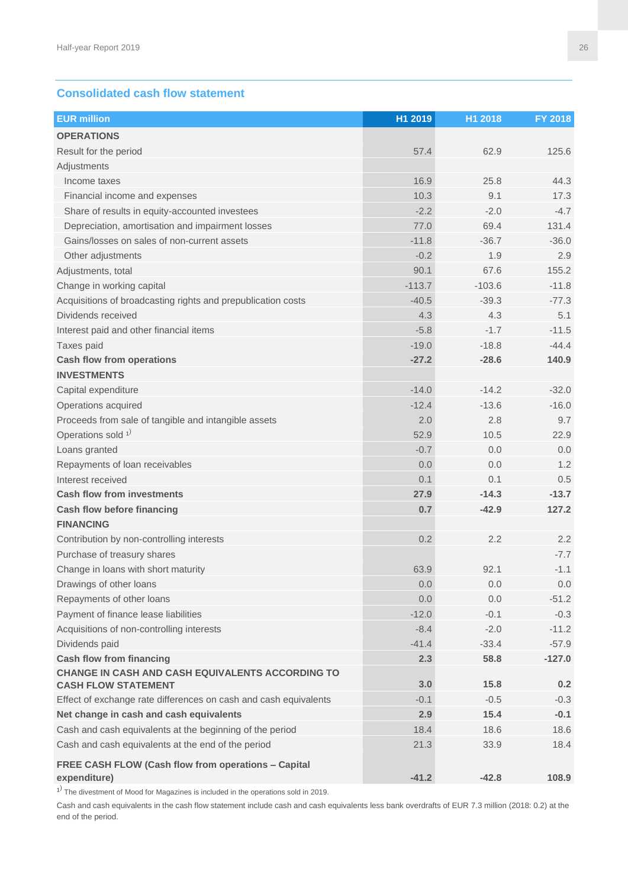## Consolidated cash flow statement

| EUR million | H1 2019 | H1 2018 | FY 2018 |
|---|---|---|---|
| **OPERATIONS** | | | |
| Result for the period | 57.4 | 62.9 | 125.6 |
| Adjustments | | | |
| Income taxes | 16.9 | 25.8 | 44.3 |
| Financial income and expenses | 10.3 | 9.1 | 17.3 |
| Share of results in equity-accounted investees | -2.2 | -2.0 | -4.7 |
| Depreciation, amortisation and impairment losses | 77.0 | 69.4 | 131.4 |
| Gains/losses on sales of non-current assets | -11.8 | -36.7 | -36.0 |
| Other adjustments | -0.2 | 1.9 | 2.9 |
| Adjustments, total | 90.1 | 67.6 | 155.2 |
| Change in working capital | -113.7 | -103.6 | -11.8 |
| Acquisitions of broadcasting rights and prepublication costs | -40.5 | -39.3 | -77.3 |
| Dividends received | 4.3 | 4.3 | 5.1 |
| Interest paid and other financial items | -5.8 | -1.7 | -11.5 |
| Taxes paid | -19.0 | -18.8 | -44.4 |
| **Cash flow from operations** | **-27.2** | **-28.6** | **140.9** |
| **INVESTMENTS** | | | |
| Capital expenditure | -14.0 | -14.2 | -32.0 |
| Operations acquired | -12.4 | -13.6 | -16.0 |
| Proceeds from sale of tangible and intangible assets | 2.0 | 2.8 | 9.7 |
| Operations sold [1)] | 52.9 | 10.5 | 22.9 |
| Loans granted | -0.7 | 0.0 | 0.0 |
| Repayments of loan receivables | 0.0 | 0.0 | 1.2 |
| Interest received | 0.1 | 0.1 | 0.5 |
| **Cash flow from investments** | **27.9** | **-14.3** | **-13.7** |
| **Cash flow before financing** | **0.7** | **-42.9** | **127.2** |
| **FINANCING** | | | |
| Contribution by non-controlling interests | 0.2 | 2.2 | 2.2 |
| Purchase of treasury shares | | | -7.7 |
| Change in loans with short maturity | 63.9 | 92.1 | -1.1 |
| Drawings of other loans | 0.0 | 0.0 | 0.0 |
| Repayments of other loans | 0.0 | 0.0 | -51.2 |
| Payment of finance lease liabilities | -12.0 | -0.1 | -0.3 |
| Acquisitions of non-controlling interests | -8.4 | -2.0 | -11.2 |
| Dividends paid | -41.4 | -33.4 | -57.9 |
| **Cash flow from financing** | **2.3** | **58.8** | **-127.0** |
| **CHANGE IN CASH AND CASH EQUIVALENTS ACCORDING TO CASH FLOW STATEMENT** | **3.0** | **15.8** | **0.2** |
| Effect of exchange rate differences on cash and cash equivalents | -0.1 | -0.5 | -0.3 |
| **Net change in cash and cash equivalents** | **2.9** | **15.4** | **-0.1** |
| Cash and cash equivalents at the beginning of the period | 18.4 | 18.6 | 18.6 |
| Cash and cash equivalents at the end of the period | 21.3 | 33.9 | 18.4 |
| **FREE CASH FLOW (Cash flow from operations – Capital expenditure)** | **-41.2** | **-42.8** | **108.9** |

[1)] The divestment of Mood for Magazines is included in the operations sold in 2019.

Cash and cash equivalents in the cash flow statement include cash and cash equivalents less bank overdrafts of EUR 7.3 million (2018: 0.2) at the end of the period.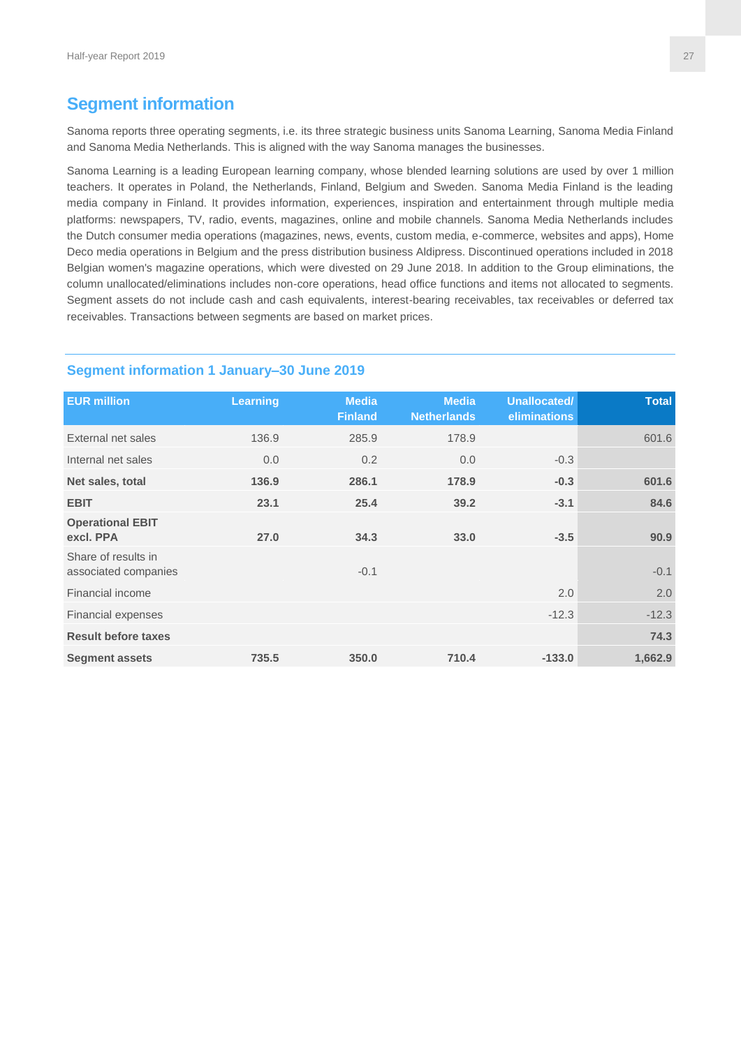## Segment information

Sanoma reports three operating segments, i.e. its three strategic business units Sanoma Learning, Sanoma Media Finland and Sanoma Media Netherlands. This is aligned with the way Sanoma manages the businesses.

Sanoma Learning is a leading European learning company, whose blended learning solutions are used by over 1 million teachers. It operates in Poland, the Netherlands, Finland, Belgium and Sweden. Sanoma Media Finland is the leading media company in Finland. It provides information, experiences, inspiration and entertainment through multiple media platforms: newspapers, TV, radio, events, magazines, online and mobile channels. Sanoma Media Netherlands includes the Dutch consumer media operations (magazines, news, events, custom media, e-commerce, websites and apps), Home Deco media operations in Belgium and the press distribution business Aldipress. Discontinued operations included in 2018 Belgian women's magazine operations, which were divested on 29 June 2018. In addition to the Group eliminations, the column unallocated/eliminations includes non-core operations, head office functions and items not allocated to segments. Segment assets do not include cash and cash equivalents, interest-bearing receivables, tax receivables or deferred tax receivables. Transactions between segments are based on market prices.

### Segment information 1 January–30 June 2019

| EUR million | Learning | Media Finland | Media Netherlands | Unallocated/ eliminations | Total |
|---|---|---|---|---|---|
| External net sales | 136.9 | 285.9 | 178.9 | | 601.6 |
| Internal net sales | 0.0 | 0.2 | 0.0 | -0.3 | |
| **Net sales, total** | **136.9** | **286.1** | **178.9** | **-0.3** | **601.6** |
| **EBIT** | **23.1** | **25.4** | **39.2** | **-3.1** | **84.6** |
| **Operational EBIT excl. PPA** | **27.0** | **34.3** | **33.0** | **-3.5** | **90.9** |
| Share of results in associated companies | | -0.1 | | | -0.1 |
| Financial income | | | | 2.0 | 2.0 |
| Financial expenses | | | | -12.3 | -12.3 |
| **Result before taxes** | | | | | **74.3** |
| **Segment assets** | **735.5** | **350.0** | **710.4** | **-133.0** | **1,662.9** |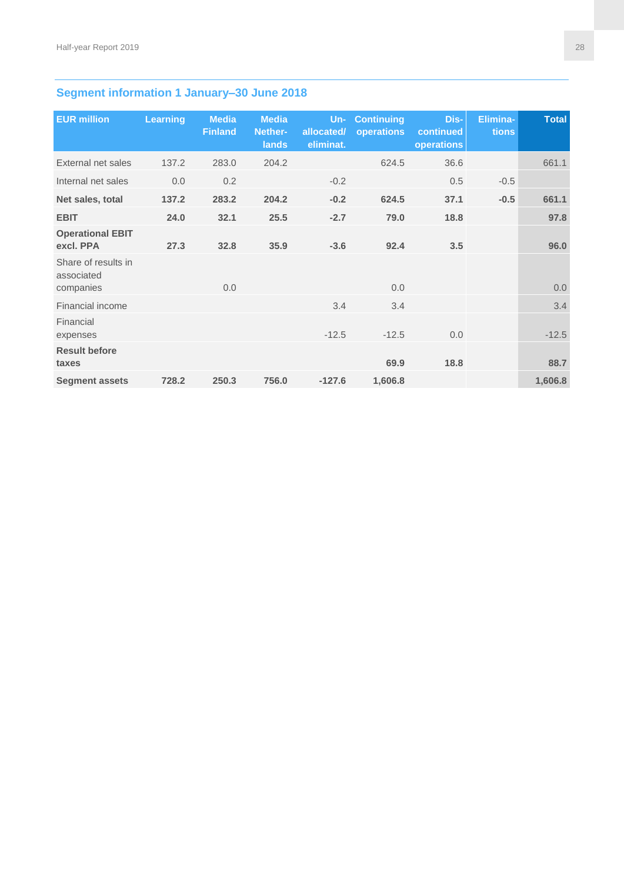## Segment information 1 January–30 June 2018

| EUR million | Learning | Media Finland | Media Nether-lands | Un-allocated/ eliminat. | Continuing operations | Dis-continued operations | Elimina-tions | Total |
|---|---|---|---|---|---|---|---|---|
| External net sales | 137.2 | 283.0 | 204.2 | | 624.5 | 36.6 | | 661.1 |
| Internal net sales | 0.0 | 0.2 | | -0.2 | | 0.5 | -0.5 | |
| **Net sales, total** | **137.2** | **283.2** | **204.2** | **-0.2** | **624.5** | **37.1** | **-0.5** | **661.1** |
| **EBIT** | **24.0** | **32.1** | **25.5** | **-2.7** | **79.0** | **18.8** | | **97.8** |
| **Operational EBIT excl. PPA** | **27.3** | **32.8** | **35.9** | **-3.6** | **92.4** | **3.5** | | **96.0** |
| Share of results in associated companies | | 0.0 | | | 0.0 | | | 0.0 |
| Financial income | | | | 3.4 | 3.4 | | | 3.4 |
| Financial expenses | | | | -12.5 | -12.5 | 0.0 | | -12.5 |
| **Result before taxes** | | | | | **69.9** | **18.8** | | **88.7** |
| **Segment assets** | **728.2** | **250.3** | **756.0** | **-127.6** | **1,606.8** | | | **1,606.8** |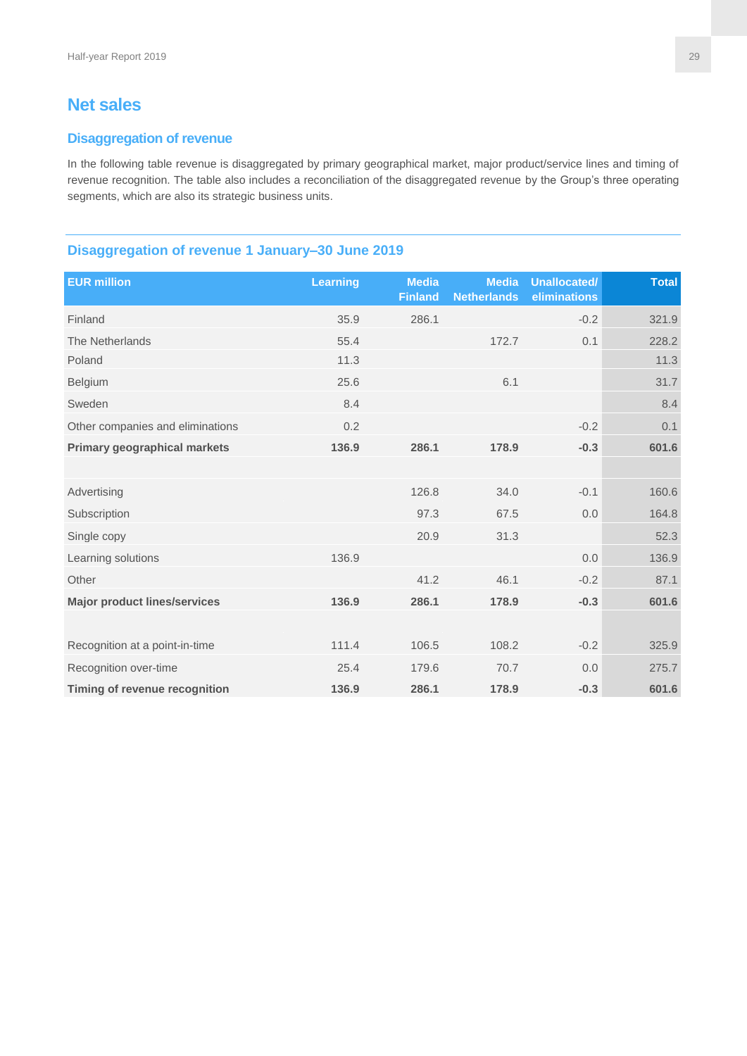## Net sales

### Disaggregation of revenue

In the following table revenue is disaggregated by primary geographical market, major product/service lines and timing of revenue recognition. The table also includes a reconciliation of the disaggregated revenue by the Group's three operating segments, which are also its strategic business units.

### Disaggregation of revenue 1 January–30 June 2019

| EUR million | Learning | Media Finland | Media Netherlands | Unallocated/ eliminations | Total |
|---|---|---|---|---|---|
| Finland | 35.9 | 286.1 | | -0.2 | 321.9 |
| The Netherlands | 55.4 | | 172.7 | 0.1 | 228.2 |
| Poland | 11.3 | | | | 11.3 |
| Belgium | 25.6 | | 6.1 | | 31.7 |
| Sweden | 8.4 | | | | 8.4 |
| Other companies and eliminations | 0.2 | | | -0.2 | 0.1 |
| **Primary geographical markets** | **136.9** | **286.1** | **178.9** | **-0.3** | **601.6** |
| | | | | | |
| Advertising | | 126.8 | 34.0 | -0.1 | 160.6 |
| Subscription | | 97.3 | 67.5 | 0.0 | 164.8 |
| Single copy | | 20.9 | 31.3 | | 52.3 |
| Learning solutions | 136.9 | | | 0.0 | 136.9 |
| Other | | 41.2 | 46.1 | -0.2 | 87.1 |
| **Major product lines/services** | **136.9** | **286.1** | **178.9** | **-0.3** | **601.6** |
| | | | | | |
| Recognition at a point-in-time | 111.4 | 106.5 | 108.2 | -0.2 | 325.9 |
| Recognition over-time | 25.4 | 179.6 | 70.7 | 0.0 | 275.7 |
| **Timing of revenue recognition** | **136.9** | **286.1** | **178.9** | **-0.3** | **601.6** |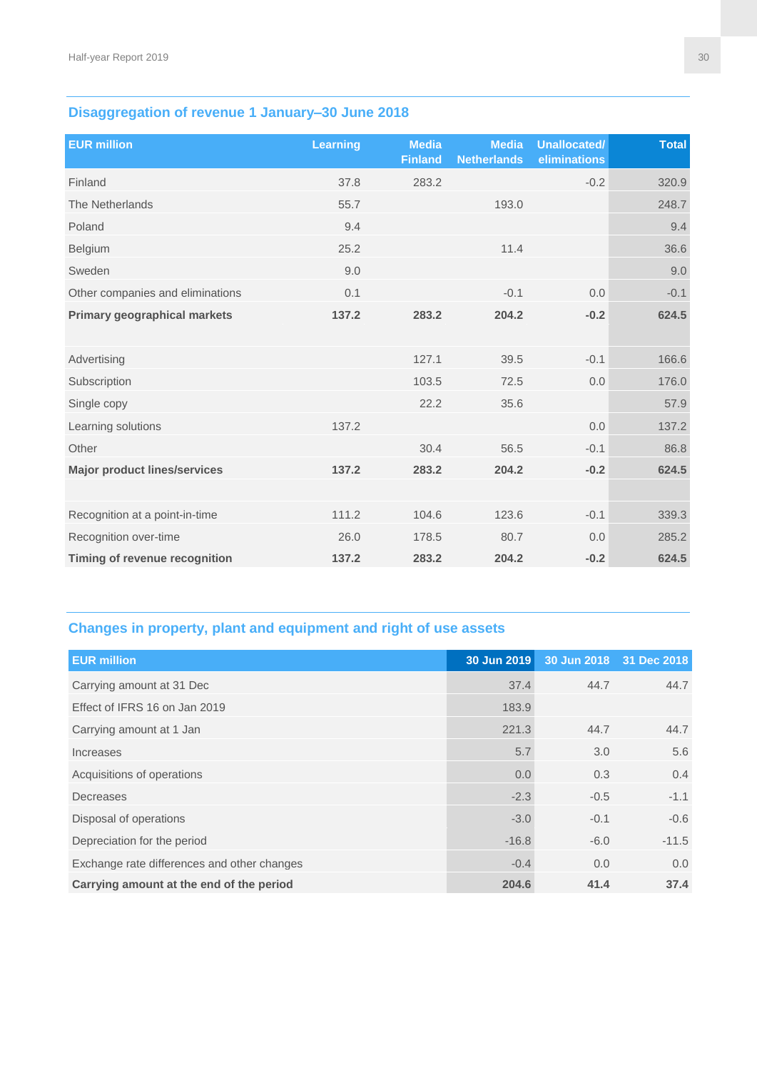## Disaggregation of revenue 1 January–30 June 2018

| EUR million | Learning | Media Finland | Media Netherlands | Unallocated/ eliminations | Total |
|---|---|---|---|---|---|
| Finland | 37.8 | 283.2 | | -0.2 | 320.9 |
| The Netherlands | 55.7 | | 193.0 | | 248.7 |
| Poland | 9.4 | | | | 9.4 |
| Belgium | 25.2 | | 11.4 | | 36.6 |
| Sweden | 9.0 | | | | 9.0 |
| Other companies and eliminations | 0.1 | | -0.1 | 0.0 | -0.1 |
| **Primary geographical markets** | **137.2** | **283.2** | **204.2** | **-0.2** | **624.5** |
| | | | | | |
| Advertising | | 127.1 | 39.5 | -0.1 | 166.6 |
| Subscription | | 103.5 | 72.5 | 0.0 | 176.0 |
| Single copy | | 22.2 | 35.6 | | 57.9 |
| Learning solutions | 137.2 | | | 0.0 | 137.2 |
| Other | | 30.4 | 56.5 | -0.1 | 86.8 |
| **Major product lines/services** | **137.2** | **283.2** | **204.2** | **-0.2** | **624.5** |
| | | | | | |
| Recognition at a point-in-time | 111.2 | 104.6 | 123.6 | -0.1 | 339.3 |
| Recognition over-time | 26.0 | 178.5 | 80.7 | 0.0 | 285.2 |
| **Timing of revenue recognition** | **137.2** | **283.2** | **204.2** | **-0.2** | **624.5** |

## Changes in property, plant and equipment and right of use assets

| EUR million | 30 Jun 2019 | 30 Jun 2018 | 31 Dec 2018 |
|---|---|---|---|
| Carrying amount at 31 Dec | 37.4 | 44.7 | 44.7 |
| Effect of IFRS 16 on Jan 2019 | 183.9 | | |
| Carrying amount at 1 Jan | 221.3 | 44.7 | 44.7 |
| Increases | 5.7 | 3.0 | 5.6 |
| Acquisitions of operations | 0.0 | 0.3 | 0.4 |
| Decreases | -2.3 | -0.5 | -1.1 |
| Disposal of operations | -3.0 | -0.1 | -0.6 |
| Depreciation for the period | -16.8 | -6.0 | -11.5 |
| Exchange rate differences and other changes | -0.4 | 0.0 | 0.0 |
| **Carrying amount at the end of the period** | **204.6** | **41.4** | **37.4** |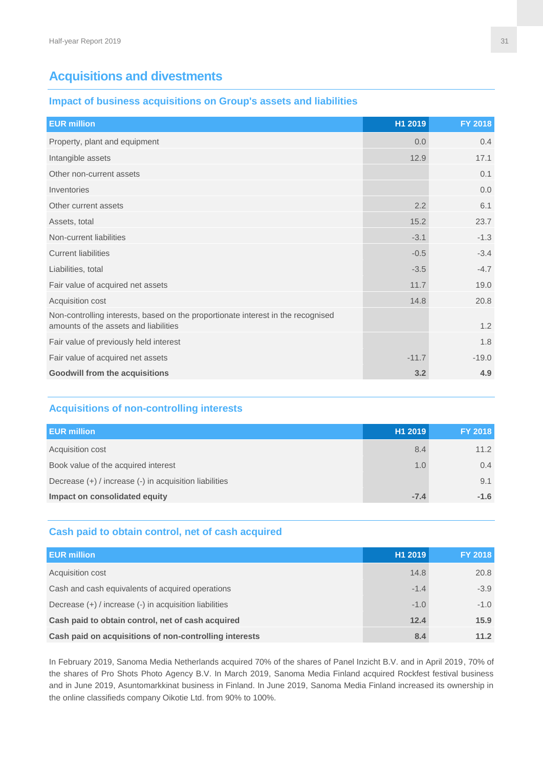## Acquisitions and divestments

### Impact of business acquisitions on Group's assets and liabilities

| EUR million | H1 2019 | FY 2018 |
|---|---|---|
| Property, plant and equipment | 0.0 | 0.4 |
| Intangible assets | 12.9 | 17.1 |
| Other non-current assets | | 0.1 |
| Inventories | | 0.0 |
| Other current assets | 2.2 | 6.1 |
| Assets, total | 15.2 | 23.7 |
| Non-current liabilities | -3.1 | -1.3 |
| Current liabilities | -0.5 | -3.4 |
| Liabilities, total | -3.5 | -4.7 |
| Fair value of acquired net assets | 11.7 | 19.0 |
| Acquisition cost | 14.8 | 20.8 |
| Non-controlling interests, based on the proportionate interest in the recognised amounts of the assets and liabilities | | 1.2 |
| Fair value of previously held interest | | 1.8 |
| Fair value of acquired net assets | -11.7 | -19.0 |
| **Goodwill from the acquisitions** | **3.2** | **4.9** |

### Acquisitions of non-controlling interests

| EUR million | H1 2019 | FY 2018 |
|---|---|---|
| Acquisition cost | 8.4 | 11.2 |
| Book value of the acquired interest | 1.0 | 0.4 |
| Decrease (+) / increase (-) in acquisition liabilities | | 9.1 |
| **Impact on consolidated equity** | **-7.4** | **-1.6** |

### Cash paid to obtain control, net of cash acquired

| EUR million | H1 2019 | FY 2018 |
|---|---|---|
| Acquisition cost | 14.8 | 20.8 |
| Cash and cash equivalents of acquired operations | -1.4 | -3.9 |
| Decrease (+) / increase (-) in acquisition liabilities | -1.0 | -1.0 |
| **Cash paid to obtain control, net of cash acquired** | **12.4** | **15.9** |
| **Cash paid on acquisitions of non-controlling interests** | **8.4** | **11.2** |

In February 2019, Sanoma Media Netherlands acquired 70% of the shares of Panel Inzicht B.V. and in April 2019, 70% of the shares of Pro Shots Photo Agency B.V. In March 2019, Sanoma Media Finland acquired Rockfest festival business and in June 2019, Asuntomarkkinat business in Finland. In June 2019, Sanoma Media Finland increased its ownership in the online classifieds company Oikotie Ltd. from 90% to 100%.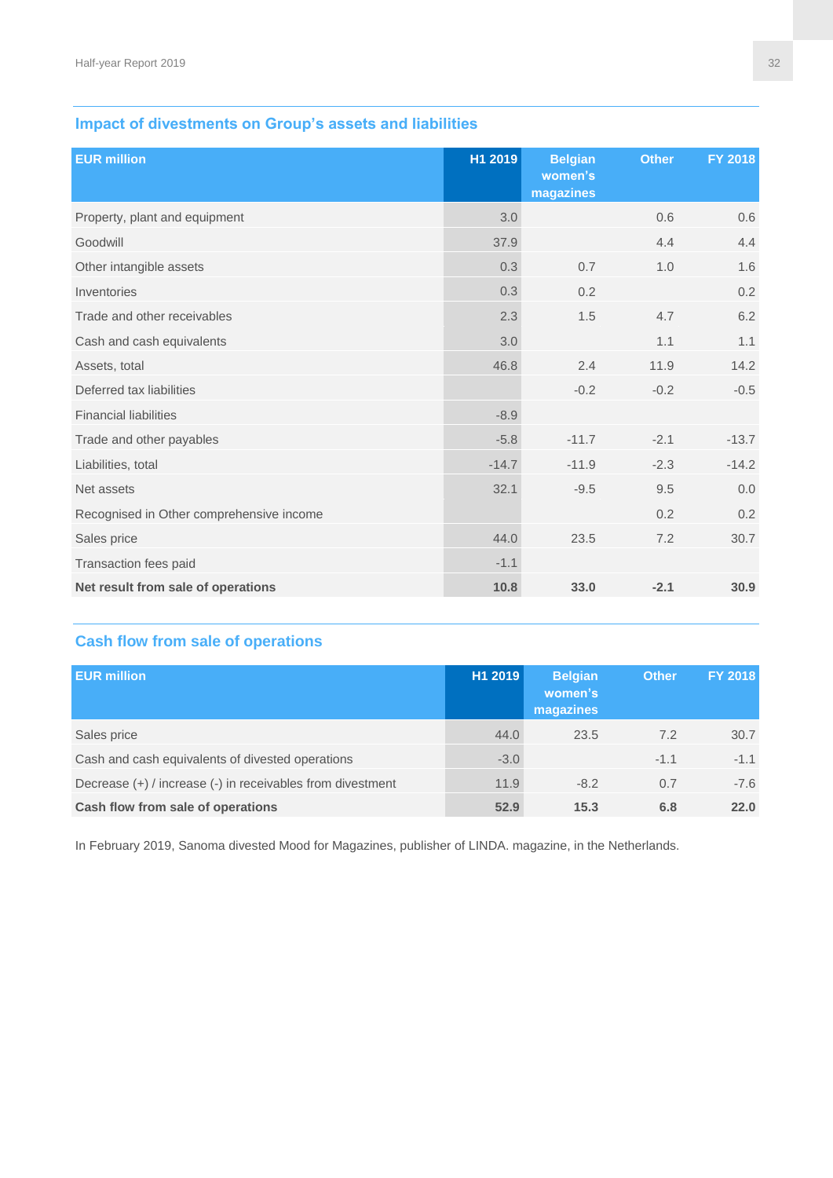## Impact of divestments on Group's assets and liabilities

| EUR million | H1 2019 | Belgian women's magazines | Other | FY 2018 |
|---|---|---|---|---|
| Property, plant and equipment | 3.0 | | 0.6 | 0.6 |
| Goodwill | 37.9 | | 4.4 | 4.4 |
| Other intangible assets | 0.3 | 0.7 | 1.0 | 1.6 |
| Inventories | 0.3 | 0.2 | | 0.2 |
| Trade and other receivables | 2.3 | 1.5 | 4.7 | 6.2 |
| Cash and cash equivalents | 3.0 | | 1.1 | 1.1 |
| Assets, total | 46.8 | 2.4 | 11.9 | 14.2 |
| Deferred tax liabilities | | -0.2 | -0.2 | -0.5 |
| Financial liabilities | -8.9 | | | |
| Trade and other payables | -5.8 | -11.7 | -2.1 | -13.7 |
| Liabilities, total | -14.7 | -11.9 | -2.3 | -14.2 |
| Net assets | 32.1 | -9.5 | 9.5 | 0.0 |
| Recognised in Other comprehensive income | | | 0.2 | 0.2 |
| Sales price | 44.0 | 23.5 | 7.2 | 30.7 |
| Transaction fees paid | -1.1 | | | |
| **Net result from sale of operations** | **10.8** | **33.0** | **-2.1** | **30.9** |

## Cash flow from sale of operations

| EUR million | H1 2019 | Belgian women's magazines | Other | FY 2018 |
|---|---|---|---|---|
| Sales price | 44.0 | 23.5 | 7.2 | 30.7 |
| Cash and cash equivalents of divested operations | -3.0 | | -1.1 | -1.1 |
| Decrease (+) / increase (-) in receivables from divestment | 11.9 | -8.2 | 0.7 | -7.6 |
| **Cash flow from sale of operations** | **52.9** | **15.3** | **6.8** | **22.0** |

In February 2019, Sanoma divested Mood for Magazines, publisher of LINDA. magazine, in the Netherlands.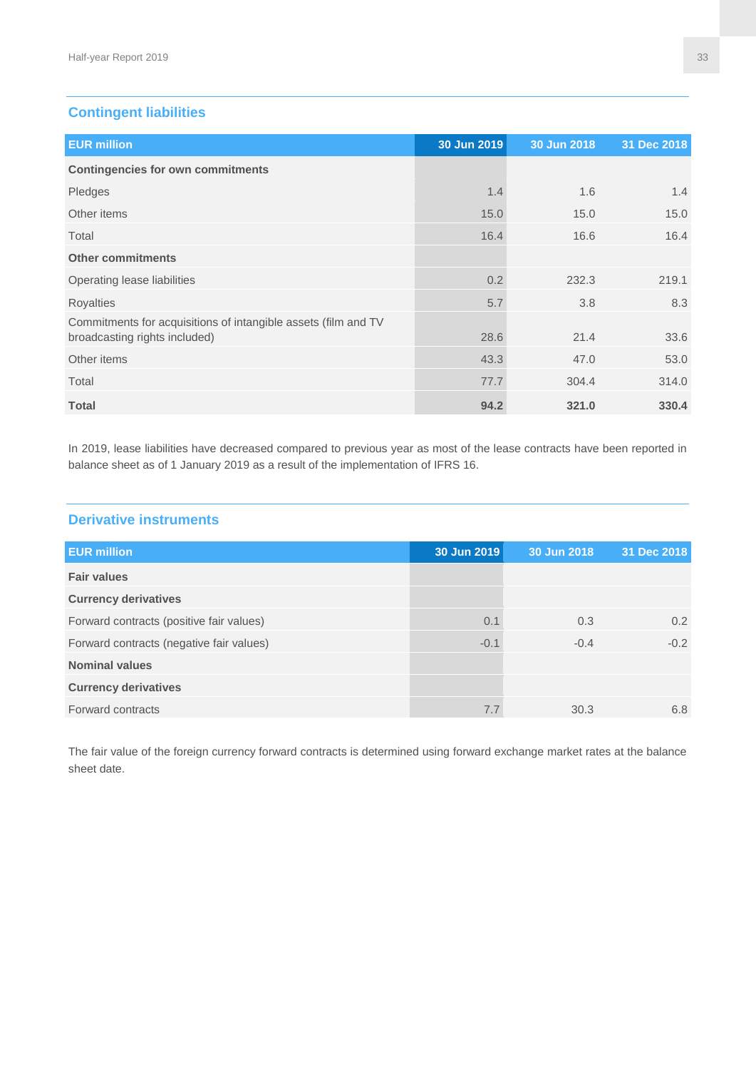## Contingent liabilities

| EUR million | 30 Jun 2019 | 30 Jun 2018 | 31 Dec 2018 |
|---|---|---|---|
| **Contingencies for own commitments** | | | |
| Pledges | 1.4 | 1.6 | 1.4 |
| Other items | 15.0 | 15.0 | 15.0 |
| Total | 16.4 | 16.6 | 16.4 |
| **Other commitments** | | | |
| Operating lease liabilities | 0.2 | 232.3 | 219.1 |
| Royalties | 5.7 | 3.8 | 8.3 |
| Commitments for acquisitions of intangible assets (film and TV broadcasting rights included) | 28.6 | 21.4 | 33.6 |
| Other items | 43.3 | 47.0 | 53.0 |
| Total | 77.7 | 304.4 | 314.0 |
| **Total** | **94.2** | **321.0** | **330.4** |

In 2019, lease liabilities have decreased compared to previous year as most of the lease contracts have been reported in balance sheet as of 1 January 2019 as a result of the implementation of IFRS 16.

## Derivative instruments

| EUR million | 30 Jun 2019 | 30 Jun 2018 | 31 Dec 2018 |
|---|---|---|---|
| **Fair values** | | | |
| **Currency derivatives** | | | |
| Forward contracts (positive fair values) | 0.1 | 0.3 | 0.2 |
| Forward contracts (negative fair values) | -0.1 | -0.4 | -0.2 |
| **Nominal values** | | | |
| **Currency derivatives** | | | |
| Forward contracts | 7.7 | 30.3 | 6.8 |

The fair value of the foreign currency forward contracts is determined using forward exchange market rates at the balance sheet date.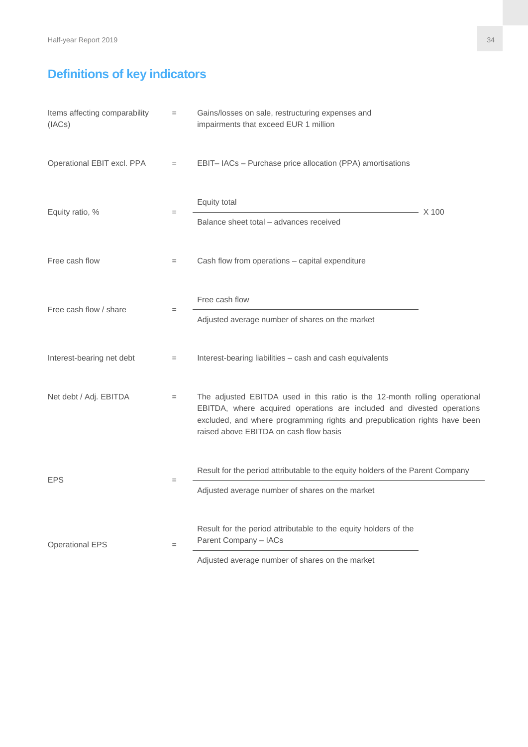## Definitions of key indicators

| | | |
|---|---|---|
| Items affecting comparability (IACs) | = | Gains/losses on sale, restructuring expenses and impairments that exceed EUR 1 million |
| Operational EBIT excl. PPA | = | EBIT– IACs – Purchase price allocation (PPA) amortisations |
| Equity ratio, % | = | $\frac{\text{Equity total}}{\text{Balance sheet total – advances received}} \times 100$ |
| Free cash flow | = | Cash flow from operations – capital expenditure |
| Free cash flow / share | = | $\frac{\text{Free cash flow}}{\text{Adjusted average number of shares on the market}}$ |
| Interest-bearing net debt | = | Interest-bearing liabilities – cash and cash equivalents |
| Net debt / Adj. EBITDA | = | The adjusted EBITDA used in this ratio is the 12-month rolling operational EBITDA, where acquired operations are included and divested operations excluded, and where programming rights and prepublication rights have been raised above EBITDA on cash flow basis |
| EPS | = | $\frac{\text{Result for the period attributable to the equity holders of the Parent Company}}{\text{Adjusted average number of shares on the market}}$ |
| Operational EPS | = | $\frac{\text{Result for the period attributable to the equity holders of the Parent Company – IACs}}{\text{Adjusted average number of shares on the market}}$ |